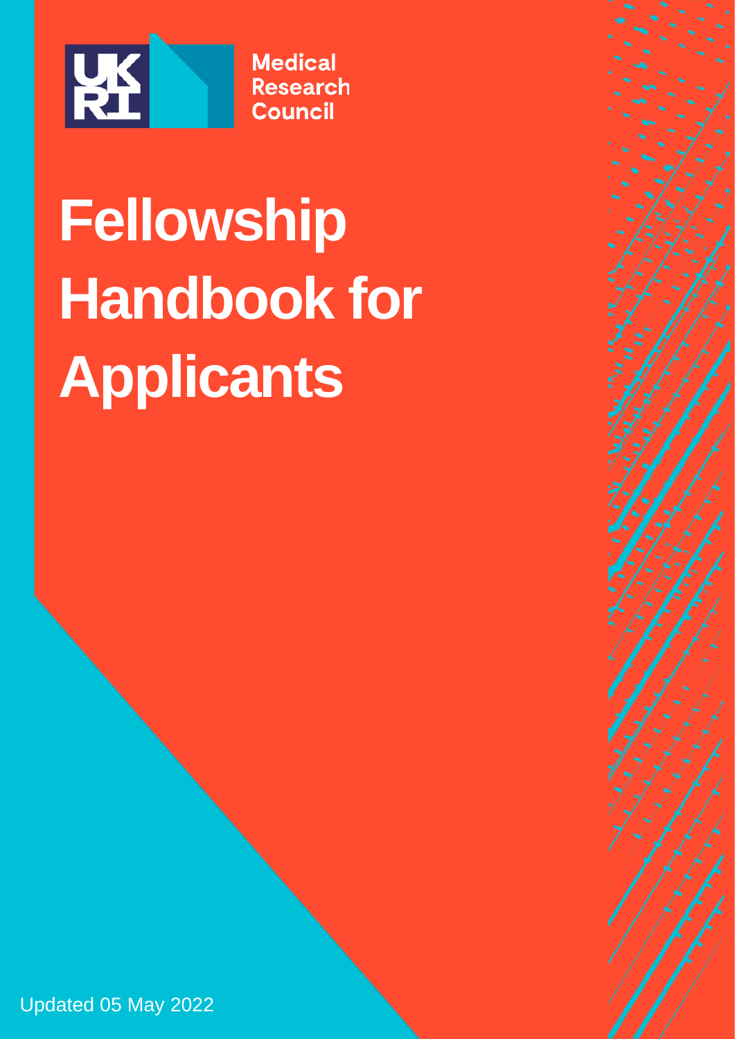UKRI Medical Research Council

# Fellowship Handbook for Applicants

Updated 05 May 2022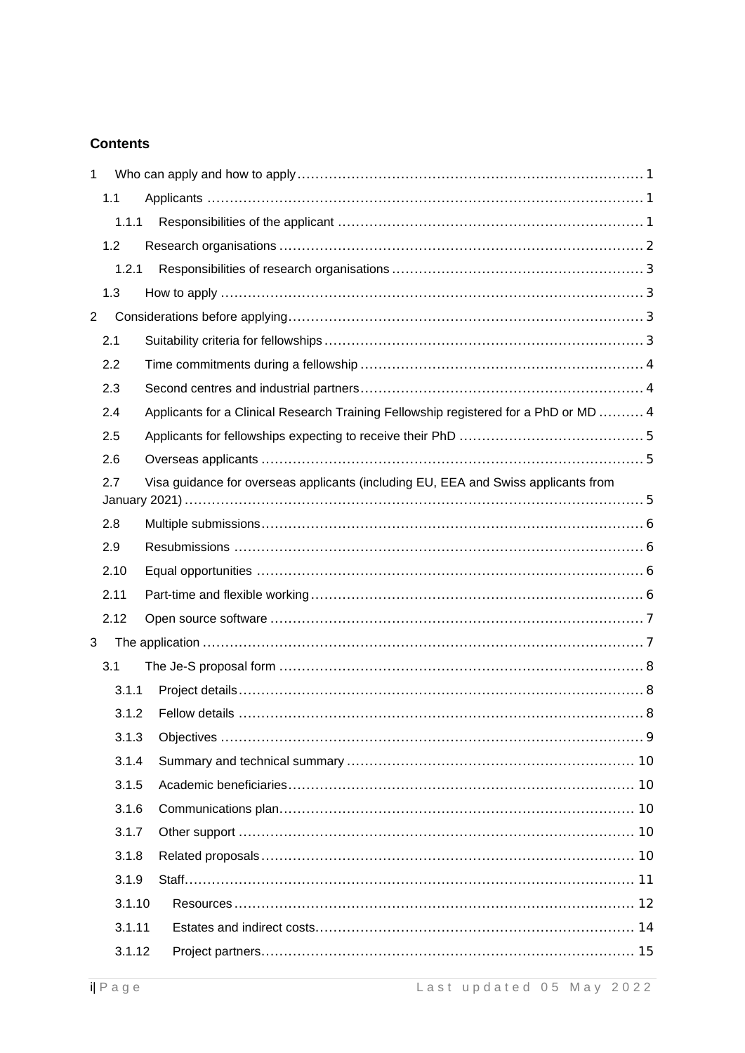**Contents**

1 Who can apply and how to apply ........ 1

1.1 Applicants ........ 1

1.1.1 Responsibilities of the applicant ........ 1

1.2 Research organisations ........ 2

1.2.1 Responsibilities of research organisations ........ 3

1.3 How to apply ........ 3

2 Considerations before applying ........ 3

2.1 Suitability criteria for fellowships ........ 3

2.2 Time commitments during a fellowship ........ 4

2.3 Second centres and industrial partners ........ 4

2.4 Applicants for a Clinical Research Training Fellowship registered for a PhD or MD ........ 4

2.5 Applicants for fellowships expecting to receive their PhD ........ 5

2.6 Overseas applicants ........ 5

2.7 Visa guidance for overseas applicants (including EU, EEA and Swiss applicants from January 2021) ........ 5

2.8 Multiple submissions ........ 6

2.9 Resubmissions ........ 6

2.10 Equal opportunities ........ 6

2.11 Part-time and flexible working ........ 6

2.12 Open source software ........ 7

3 The application ........ 7

3.1 The Je-S proposal form ........ 8

3.1.1 Project details ........ 8

3.1.2 Fellow details ........ 8

3.1.3 Objectives ........ 9

3.1.4 Summary and technical summary ........ 10

3.1.5 Academic beneficiaries ........ 10

3.1.6 Communications plan ........ 10

3.1.7 Other support ........ 10

3.1.8 Related proposals ........ 10

3.1.9 Staff ........ 11

3.1.10 Resources ........ 12

3.1.11 Estates and indirect costs ........ 14

3.1.12 Project partners ........ 15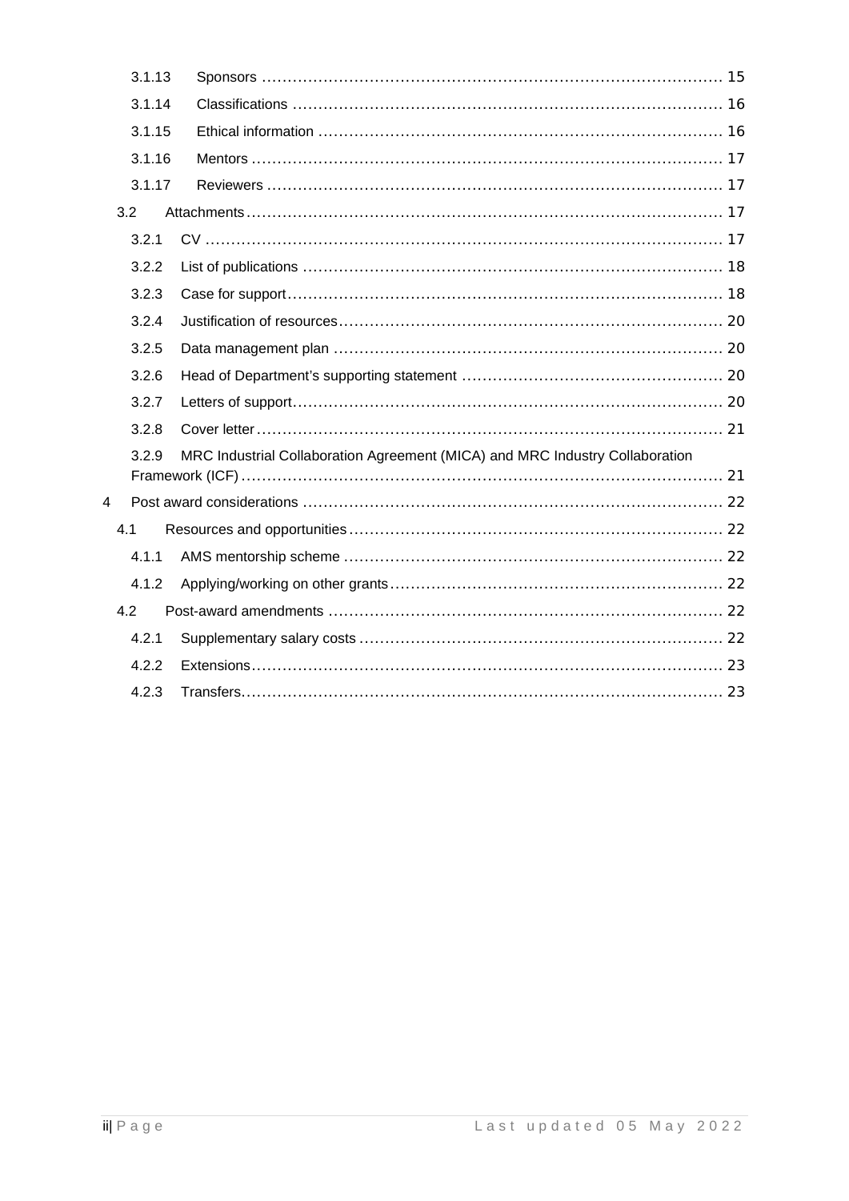3.1.13 Sponsors ........................................................................................ 15

3.1.14 Classifications .................................................................................. 16

3.1.15 Ethical information ............................................................................. 16

3.1.16 Mentors .......................................................................................... 17

3.1.17 Reviewers ....................................................................................... 17

3.2 Attachments ........................................................................................... 17

3.2.1 CV ................................................................................................... 17

3.2.2 List of publications ................................................................................ 18

3.2.3 Case for support ................................................................................... 18

3.2.4 Justification of resources ......................................................................... 20

3.2.5 Data management plan .......................................................................... 20

3.2.6 Head of Department's supporting statement ................................................. 20

3.2.7 Letters of support .................................................................................. 20

3.2.8 Cover letter .......................................................................................... 21

3.2.9 MRC Industrial Collaboration Agreement (MICA) and MRC Industry Collaboration Framework (ICF) ............................................................................................ 21

4 Post award considerations ................................................................................ 22

4.1 Resources and opportunities ....................................................................... 22

4.1.1 AMS mentorship scheme ........................................................................ 22

4.1.2 Applying/working on other grants ............................................................... 22

4.2 Post-award amendments ............................................................................ 22

4.2.1 Supplementary salary costs ..................................................................... 22

4.2.2 Extensions ........................................................................................... 23

4.2.3 Transfers ............................................................................................ 23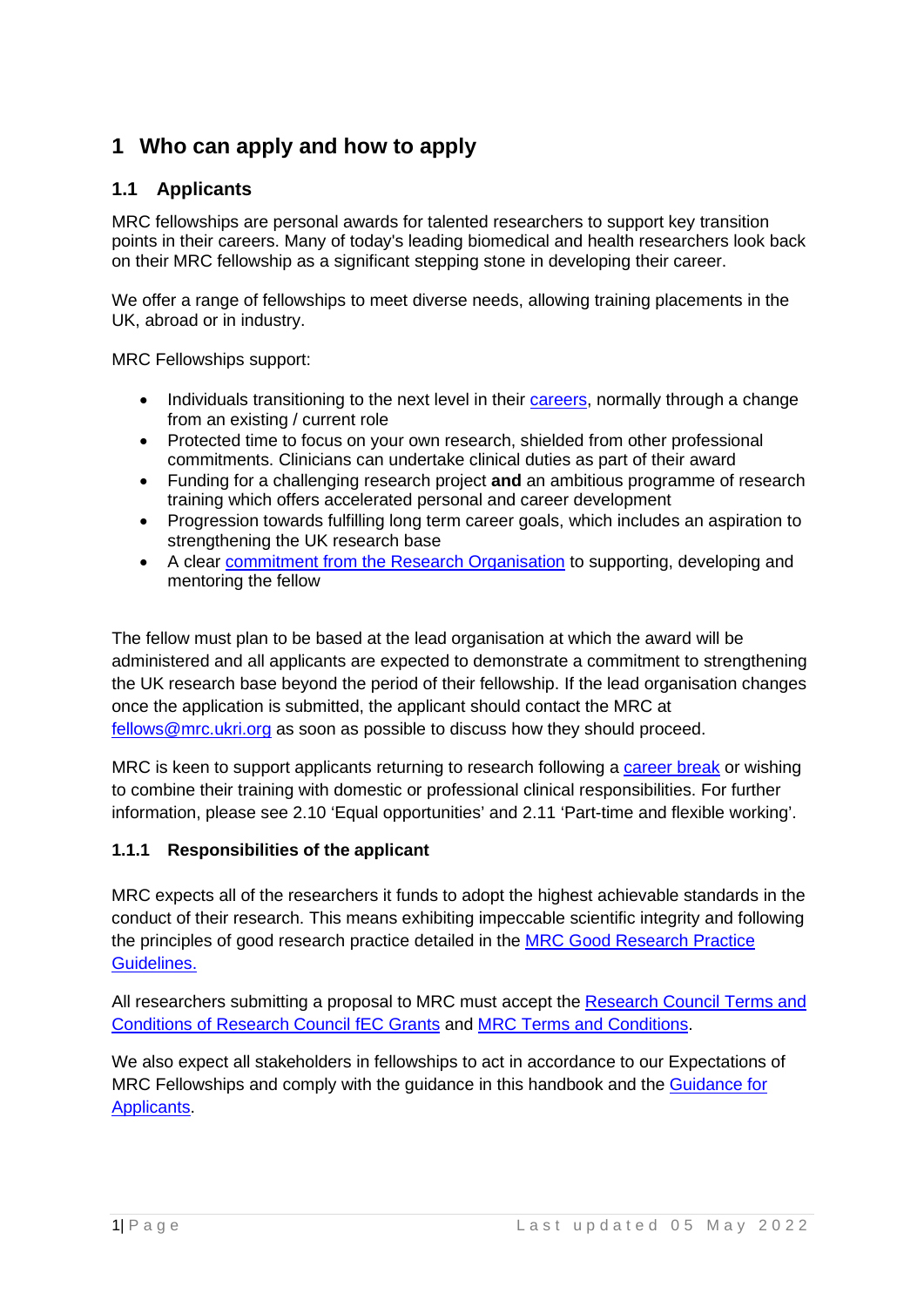# 1 Who can apply and how to apply

## 1.1 Applicants

MRC fellowships are personal awards for talented researchers to support key transition points in their careers. Many of today's leading biomedical and health researchers look back on their MRC fellowship as a significant stepping stone in developing their career.

We offer a range of fellowships to meet diverse needs, allowing training placements in the UK, abroad or in industry.

MRC Fellowships support:

- Individuals transitioning to the next level in their careers, normally through a change from an existing / current role
- Protected time to focus on your own research, shielded from other professional commitments. Clinicians can undertake clinical duties as part of their award
- Funding for a challenging research project **and** an ambitious programme of research training which offers accelerated personal and career development
- Progression towards fulfilling long term career goals, which includes an aspiration to strengthening the UK research base
- A clear commitment from the Research Organisation to supporting, developing and mentoring the fellow

The fellow must plan to be based at the lead organisation at which the award will be administered and all applicants are expected to demonstrate a commitment to strengthening the UK research base beyond the period of their fellowship. If the lead organisation changes once the application is submitted, the applicant should contact the MRC at fellows@mrc.ukri.org as soon as possible to discuss how they should proceed.

MRC is keen to support applicants returning to research following a career break or wishing to combine their training with domestic or professional clinical responsibilities. For further information, please see 2.10 'Equal opportunities' and 2.11 'Part-time and flexible working'.

### 1.1.1 Responsibilities of the applicant

MRC expects all of the researchers it funds to adopt the highest achievable standards in the conduct of their research. This means exhibiting impeccable scientific integrity and following the principles of good research practice detailed in the MRC Good Research Practice Guidelines.

All researchers submitting a proposal to MRC must accept the Research Council Terms and Conditions of Research Council fEC Grants and MRC Terms and Conditions.

We also expect all stakeholders in fellowships to act in accordance to our Expectations of MRC Fellowships and comply with the guidance in this handbook and the Guidance for Applicants.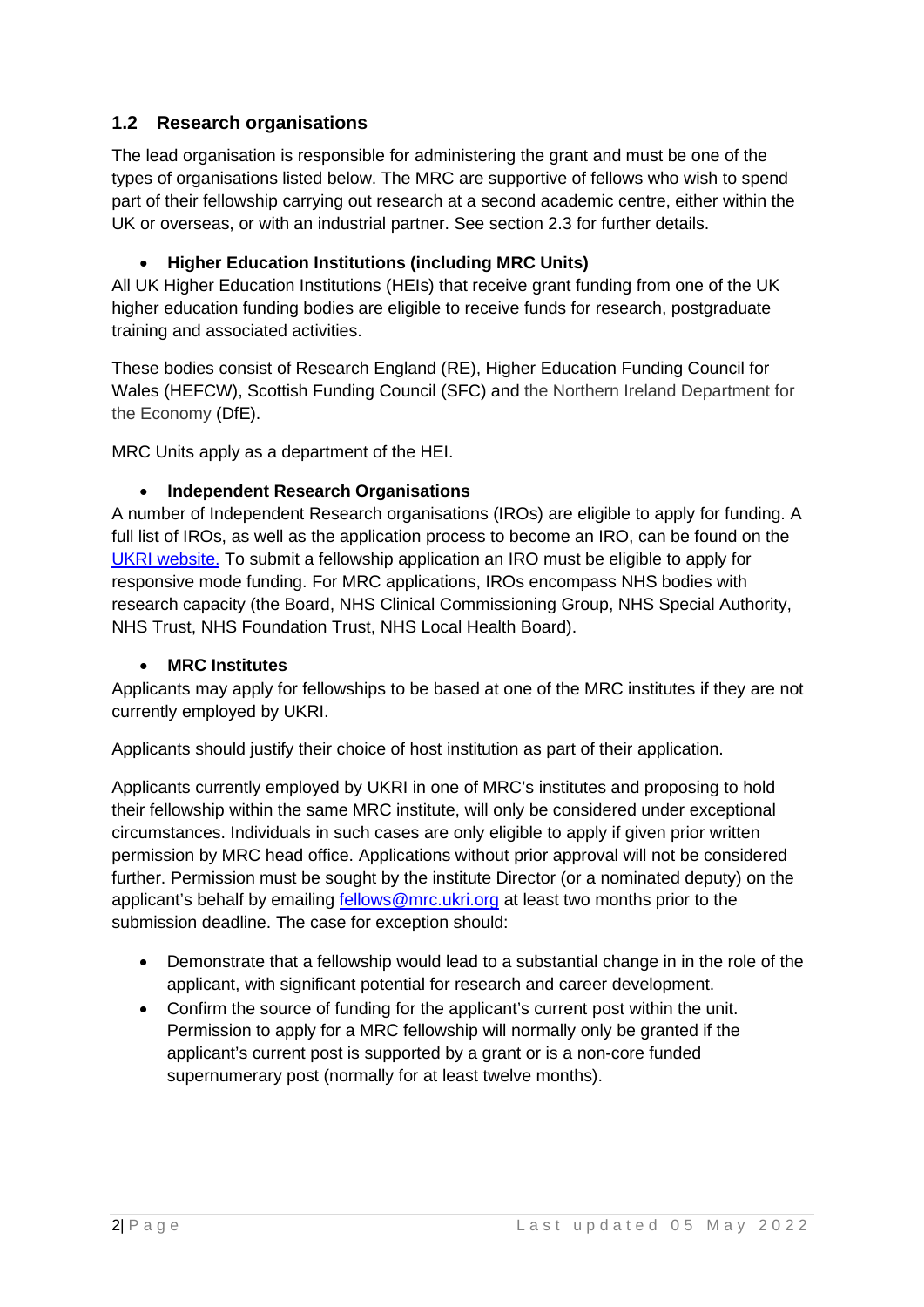## 1.2 Research organisations

The lead organisation is responsible for administering the grant and must be one of the types of organisations listed below. The MRC are supportive of fellows who wish to spend part of their fellowship carrying out research at a second academic centre, either within the UK or overseas, or with an industrial partner. See section 2.3 for further details.

- **Higher Education Institutions (including MRC Units)**

All UK Higher Education Institutions (HEIs) that receive grant funding from one of the UK higher education funding bodies are eligible to receive funds for research, postgraduate training and associated activities.

These bodies consist of Research England (RE), Higher Education Funding Council for Wales (HEFCW), Scottish Funding Council (SFC) and the Northern Ireland Department for the Economy (DfE).

MRC Units apply as a department of the HEI.

- **Independent Research Organisations**

A number of Independent Research organisations (IROs) are eligible to apply for funding. A full list of IROs, as well as the application process to become an IRO, can be found on the [UKRI website.](#) To submit a fellowship application an IRO must be eligible to apply for responsive mode funding. For MRC applications, IROs encompass NHS bodies with research capacity (the Board, NHS Clinical Commissioning Group, NHS Special Authority, NHS Trust, NHS Foundation Trust, NHS Local Health Board).

- **MRC Institutes**

Applicants may apply for fellowships to be based at one of the MRC institutes if they are not currently employed by UKRI.

Applicants should justify their choice of host institution as part of their application.

Applicants currently employed by UKRI in one of MRC's institutes and proposing to hold their fellowship within the same MRC institute, will only be considered under exceptional circumstances. Individuals in such cases are only eligible to apply if given prior written permission by MRC head office. Applications without prior approval will not be considered further. Permission must be sought by the institute Director (or a nominated deputy) on the applicant's behalf by emailing fellows@mrc.ukri.org at least two months prior to the submission deadline. The case for exception should:

- Demonstrate that a fellowship would lead to a substantial change in in the role of the applicant, with significant potential for research and career development.
- Confirm the source of funding for the applicant's current post within the unit. Permission to apply for a MRC fellowship will normally only be granted if the applicant's current post is supported by a grant or is a non-core funded supernumerary post (normally for at least twelve months).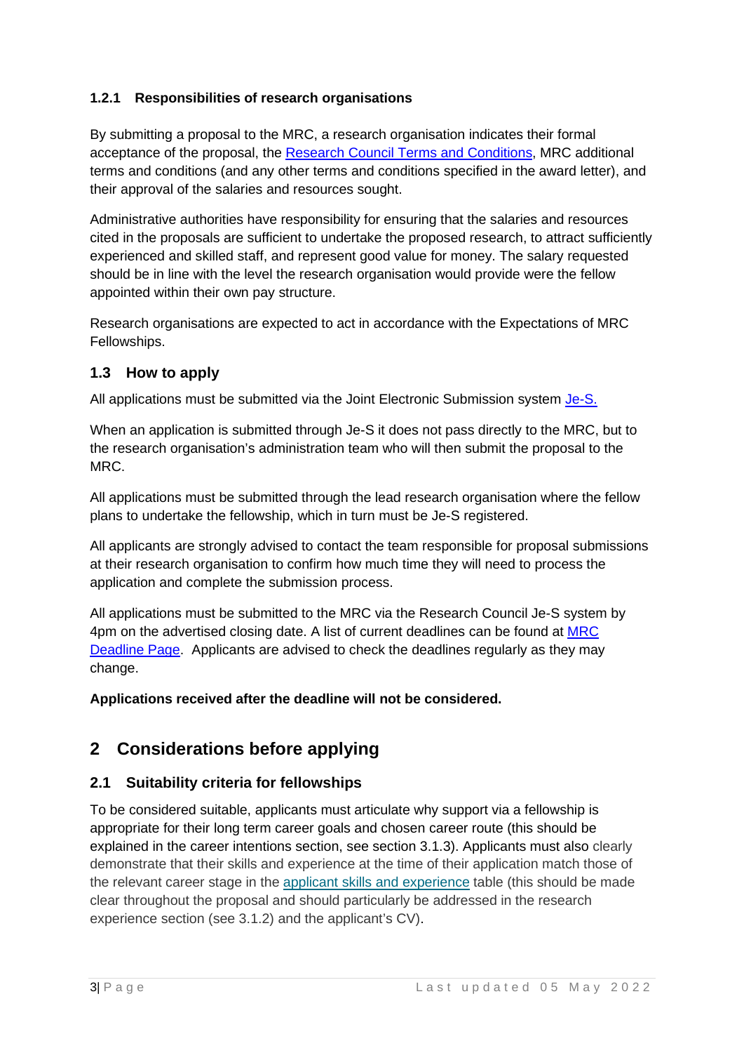### 1.2.1 Responsibilities of research organisations

By submitting a proposal to the MRC, a research organisation indicates their formal acceptance of the proposal, the [Research Council Terms and Conditions](), MRC additional terms and conditions (and any other terms and conditions specified in the award letter), and their approval of the salaries and resources sought.

Administrative authorities have responsibility for ensuring that the salaries and resources cited in the proposals are sufficient to undertake the proposed research, to attract sufficiently experienced and skilled staff, and represent good value for money. The salary requested should be in line with the level the research organisation would provide were the fellow appointed within their own pay structure.

Research organisations are expected to act in accordance with the Expectations of MRC Fellowships.

## 1.3 How to apply

All applications must be submitted via the Joint Electronic Submission system [Je-S.]()

When an application is submitted through Je-S it does not pass directly to the MRC, but to the research organisation's administration team who will then submit the proposal to the MRC.

All applications must be submitted through the lead research organisation where the fellow plans to undertake the fellowship, which in turn must be Je-S registered.

All applicants are strongly advised to contact the team responsible for proposal submissions at their research organisation to confirm how much time they will need to process the application and complete the submission process.

All applications must be submitted to the MRC via the Research Council Je-S system by 4pm on the advertised closing date. A list of current deadlines can be found at [MRC Deadline Page](). Applicants are advised to check the deadlines regularly as they may change.

**Applications received after the deadline will not be considered.**

# 2 Considerations before applying

## 2.1 Suitability criteria for fellowships

To be considered suitable, applicants must articulate why support via a fellowship is appropriate for their long term career goals and chosen career route (this should be explained in the career intentions section, see section 3.1.3). Applicants must also clearly demonstrate that their skills and experience at the time of their application match those of the relevant career stage in the [applicant skills and experience]() table (this should be made clear throughout the proposal and should particularly be addressed in the research experience section (see 3.1.2) and the applicant's CV).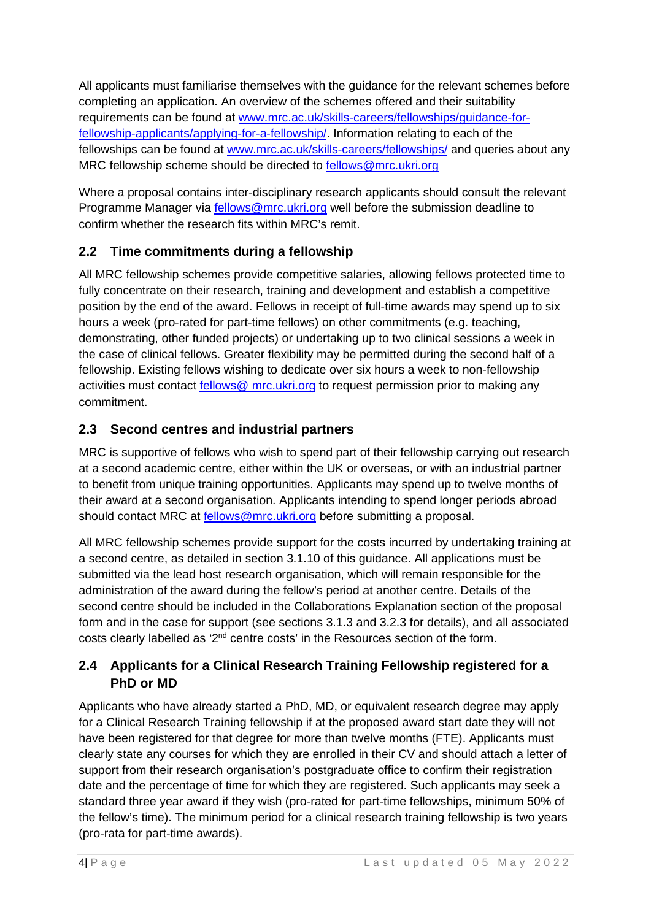All applicants must familiarise themselves with the guidance for the relevant schemes before completing an application. An overview of the schemes offered and their suitability requirements can be found at [www.mrc.ac.uk/skills-careers/fellowships/guidance-for-fellowship-applicants/applying-for-a-fellowship/](www.mrc.ac.uk/skills-careers/fellowships/guidance-for-fellowship-applicants/applying-for-a-fellowship/). Information relating to each of the fellowships can be found at [www.mrc.ac.uk/skills-careers/fellowships/](www.mrc.ac.uk/skills-careers/fellowships/) and queries about any MRC fellowship scheme should be directed to [fellows@mrc.ukri.org](mailto:fellows@mrc.ukri.org)

Where a proposal contains inter-disciplinary research applicants should consult the relevant Programme Manager via [fellows@mrc.ukri.org](mailto:fellows@mrc.ukri.org) well before the submission deadline to confirm whether the research fits within MRC's remit.

## 2.2 Time commitments during a fellowship

All MRC fellowship schemes provide competitive salaries, allowing fellows protected time to fully concentrate on their research, training and development and establish a competitive position by the end of the award. Fellows in receipt of full-time awards may spend up to six hours a week (pro-rated for part-time fellows) on other commitments (e.g. teaching, demonstrating, other funded projects) or undertaking up to two clinical sessions a week in the case of clinical fellows. Greater flexibility may be permitted during the second half of a fellowship. Existing fellows wishing to dedicate over six hours a week to non-fellowship activities must contact [fellows@ mrc.ukri.org](mailto:fellows@mrc.ukri.org) to request permission prior to making any commitment.

## 2.3 Second centres and industrial partners

MRC is supportive of fellows who wish to spend part of their fellowship carrying out research at a second academic centre, either within the UK or overseas, or with an industrial partner to benefit from unique training opportunities. Applicants may spend up to twelve months of their award at a second organisation. Applicants intending to spend longer periods abroad should contact MRC at [fellows@mrc.ukri.org](mailto:fellows@mrc.ukri.org) before submitting a proposal.

All MRC fellowship schemes provide support for the costs incurred by undertaking training at a second centre, as detailed in section 3.1.10 of this guidance. All applications must be submitted via the lead host research organisation, which will remain responsible for the administration of the award during the fellow's period at another centre. Details of the second centre should be included in the Collaborations Explanation section of the proposal form and in the case for support (see sections 3.1.3 and 3.2.3 for details), and all associated costs clearly labelled as '2nd centre costs' in the Resources section of the form.

## 2.4 Applicants for a Clinical Research Training Fellowship registered for a PhD or MD

Applicants who have already started a PhD, MD, or equivalent research degree may apply for a Clinical Research Training fellowship if at the proposed award start date they will not have been registered for that degree for more than twelve months (FTE). Applicants must clearly state any courses for which they are enrolled in their CV and should attach a letter of support from their research organisation's postgraduate office to confirm their registration date and the percentage of time for which they are registered. Such applicants may seek a standard three year award if they wish (pro-rated for part-time fellowships, minimum 50% of the fellow's time). The minimum period for a clinical research training fellowship is two years (pro-rata for part-time awards).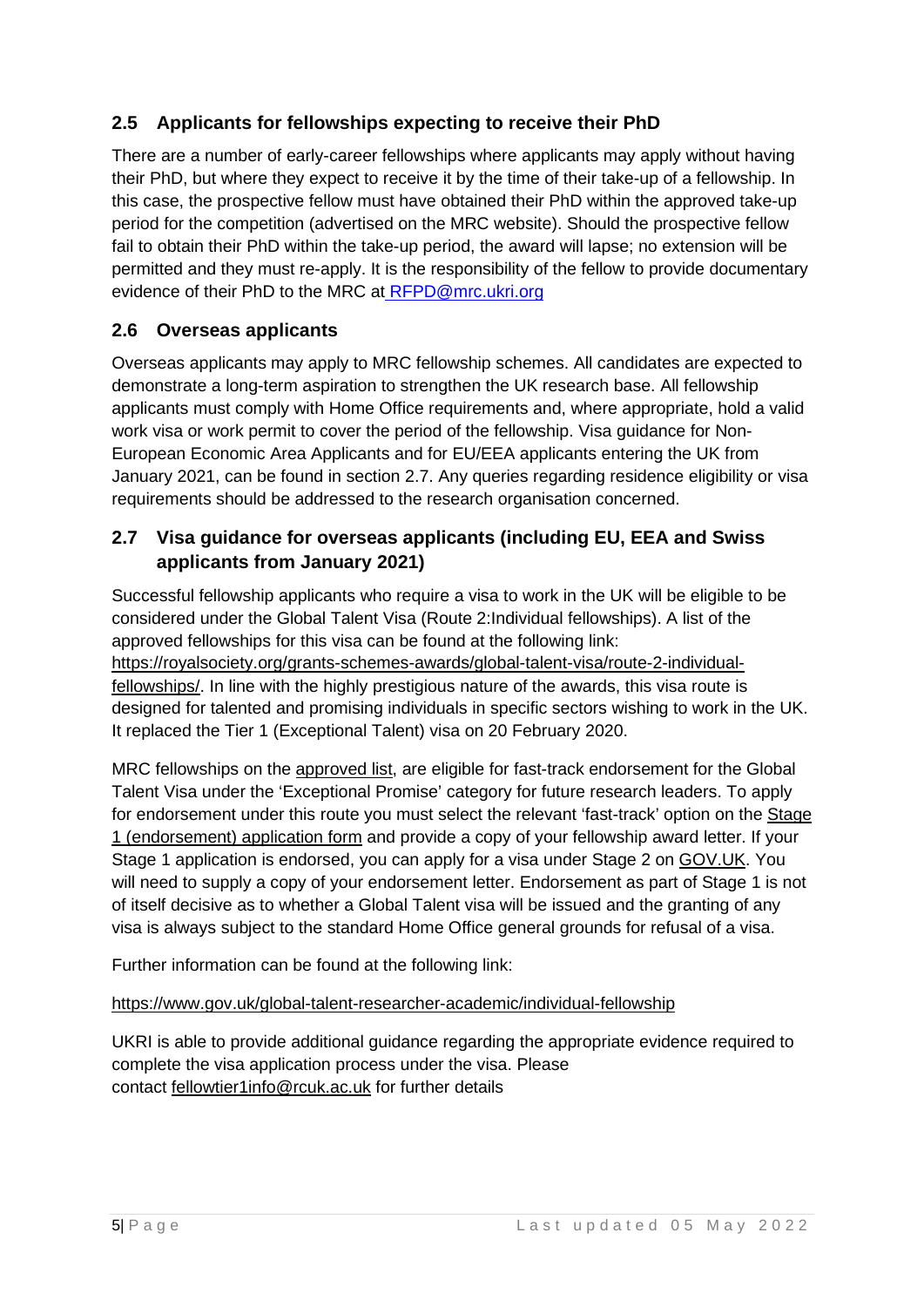## 2.5 Applicants for fellowships expecting to receive their PhD

There are a number of early-career fellowships where applicants may apply without having their PhD, but where they expect to receive it by the time of their take-up of a fellowship. In this case, the prospective fellow must have obtained their PhD within the approved take-up period for the competition (advertised on the MRC website). Should the prospective fellow fail to obtain their PhD within the take-up period, the award will lapse; no extension will be permitted and they must re-apply. It is the responsibility of the fellow to provide documentary evidence of their PhD to the MRC at RFPD@mrc.ukri.org

## 2.6 Overseas applicants

Overseas applicants may apply to MRC fellowship schemes. All candidates are expected to demonstrate a long-term aspiration to strengthen the UK research base. All fellowship applicants must comply with Home Office requirements and, where appropriate, hold a valid work visa or work permit to cover the period of the fellowship. Visa guidance for Non-European Economic Area Applicants and for EU/EEA applicants entering the UK from January 2021, can be found in section 2.7. Any queries regarding residence eligibility or visa requirements should be addressed to the research organisation concerned.

## 2.7 Visa guidance for overseas applicants (including EU, EEA and Swiss applicants from January 2021)

Successful fellowship applicants who require a visa to work in the UK will be eligible to be considered under the Global Talent Visa (Route 2:Individual fellowships). A list of the approved fellowships for this visa can be found at the following link: https://royalsociety.org/grants-schemes-awards/global-talent-visa/route-2-individual-fellowships/. In line with the highly prestigious nature of the awards, this visa route is designed for talented and promising individuals in specific sectors wishing to work in the UK. It replaced the Tier 1 (Exceptional Talent) visa on 20 February 2020.

MRC fellowships on the approved list, are eligible for fast-track endorsement for the Global Talent Visa under the 'Exceptional Promise' category for future research leaders. To apply for endorsement under this route you must select the relevant 'fast-track' option on the Stage 1 (endorsement) application form and provide a copy of your fellowship award letter. If your Stage 1 application is endorsed, you can apply for a visa under Stage 2 on GOV.UK. You will need to supply a copy of your endorsement letter. Endorsement as part of Stage 1 is not of itself decisive as to whether a Global Talent visa will be issued and the granting of any visa is always subject to the standard Home Office general grounds for refusal of a visa.

Further information can be found at the following link:

https://www.gov.uk/global-talent-researcher-academic/individual-fellowship

UKRI is able to provide additional guidance regarding the appropriate evidence required to complete the visa application process under the visa. Please contact fellowtier1info@rcuk.ac.uk for further details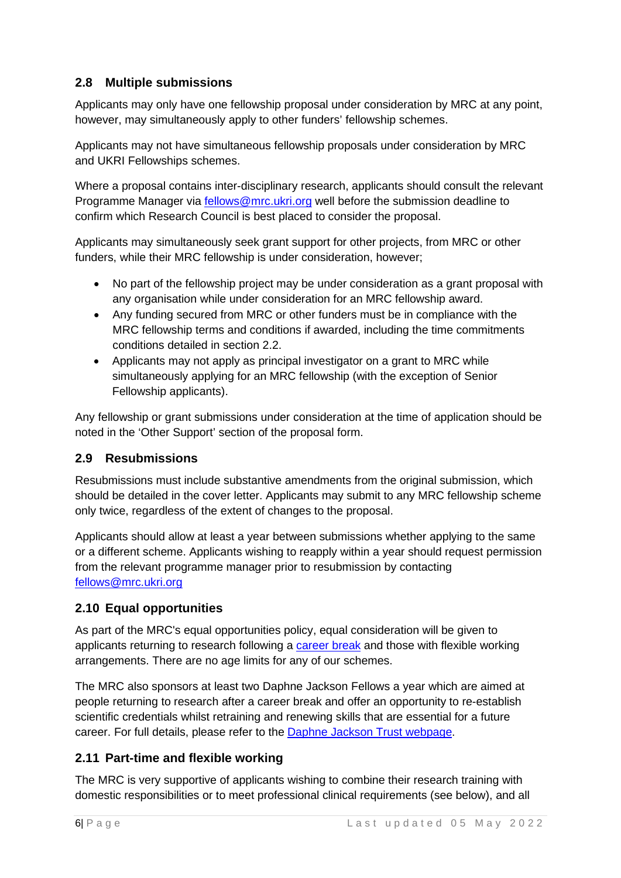## 2.8 Multiple submissions

Applicants may only have one fellowship proposal under consideration by MRC at any point, however, may simultaneously apply to other funders' fellowship schemes.

Applicants may not have simultaneous fellowship proposals under consideration by MRC and UKRI Fellowships schemes.

Where a proposal contains inter-disciplinary research, applicants should consult the relevant Programme Manager via [fellows@mrc.ukri.org](mailto:fellows@mrc.ukri.org) well before the submission deadline to confirm which Research Council is best placed to consider the proposal.

Applicants may simultaneously seek grant support for other projects, from MRC or other funders, while their MRC fellowship is under consideration, however;

- No part of the fellowship project may be under consideration as a grant proposal with any organisation while under consideration for an MRC fellowship award.
- Any funding secured from MRC or other funders must be in compliance with the MRC fellowship terms and conditions if awarded, including the time commitments conditions detailed in section 2.2.
- Applicants may not apply as principal investigator on a grant to MRC while simultaneously applying for an MRC fellowship (with the exception of Senior Fellowship applicants).

Any fellowship or grant submissions under consideration at the time of application should be noted in the 'Other Support' section of the proposal form.

## 2.9 Resubmissions

Resubmissions must include substantive amendments from the original submission, which should be detailed in the cover letter. Applicants may submit to any MRC fellowship scheme only twice, regardless of the extent of changes to the proposal.

Applicants should allow at least a year between submissions whether applying to the same or a different scheme. Applicants wishing to reapply within a year should request permission from the relevant programme manager prior to resubmission by contacting [fellows@mrc.ukri.org](mailto:fellows@mrc.ukri.org)

## 2.10 Equal opportunities

As part of the MRC's equal opportunities policy, equal consideration will be given to applicants returning to research following a career break and those with flexible working arrangements. There are no age limits for any of our schemes.

The MRC also sponsors at least two Daphne Jackson Fellows a year which are aimed at people returning to research after a career break and offer an opportunity to re-establish scientific credentials whilst retraining and renewing skills that are essential for a future career. For full details, please refer to the Daphne Jackson Trust webpage.

## 2.11 Part-time and flexible working

The MRC is very supportive of applicants wishing to combine their research training with domestic responsibilities or to meet professional clinical requirements (see below), and all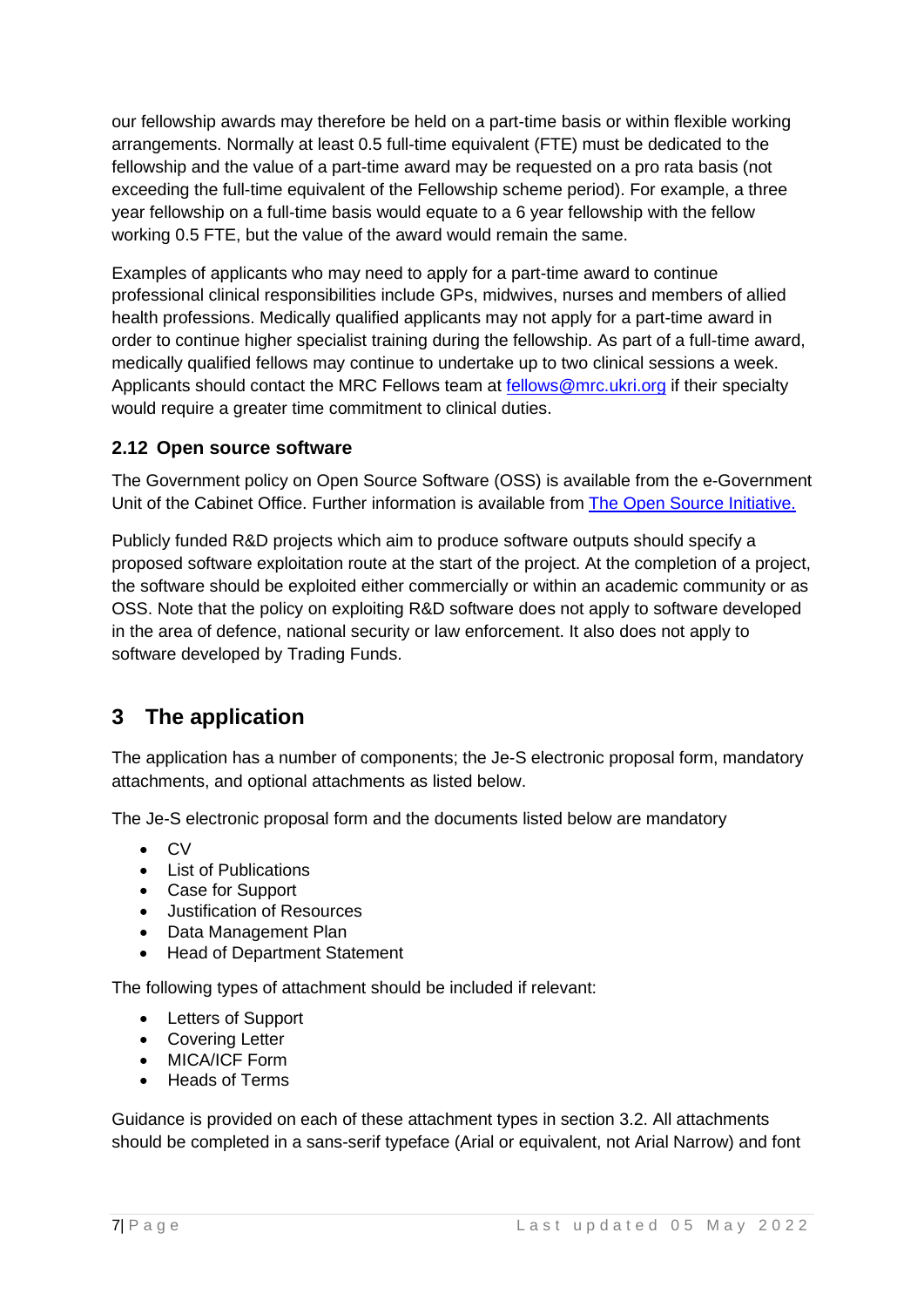our fellowship awards may therefore be held on a part-time basis or within flexible working arrangements. Normally at least 0.5 full-time equivalent (FTE) must be dedicated to the fellowship and the value of a part-time award may be requested on a pro rata basis (not exceeding the full-time equivalent of the Fellowship scheme period). For example, a three year fellowship on a full-time basis would equate to a 6 year fellowship with the fellow working 0.5 FTE, but the value of the award would remain the same.

Examples of applicants who may need to apply for a part-time award to continue professional clinical responsibilities include GPs, midwives, nurses and members of allied health professions. Medically qualified applicants may not apply for a part-time award in order to continue higher specialist training during the fellowship. As part of a full-time award, medically qualified fellows may continue to undertake up to two clinical sessions a week. Applicants should contact the MRC Fellows team at fellows@mrc.ukri.org if their specialty would require a greater time commitment to clinical duties.

### 2.12 Open source software

The Government policy on Open Source Software (OSS) is available from the e-Government Unit of the Cabinet Office. Further information is available from The Open Source Initiative.

Publicly funded R&D projects which aim to produce software outputs should specify a proposed software exploitation route at the start of the project. At the completion of a project, the software should be exploited either commercially or within an academic community or as OSS. Note that the policy on exploiting R&D software does not apply to software developed in the area of defence, national security or law enforcement. It also does not apply to software developed by Trading Funds.

## 3 The application

The application has a number of components; the Je-S electronic proposal form, mandatory attachments, and optional attachments as listed below.

The Je-S electronic proposal form and the documents listed below are mandatory

- CV
- List of Publications
- Case for Support
- Justification of Resources
- Data Management Plan
- Head of Department Statement

The following types of attachment should be included if relevant:

- Letters of Support
- Covering Letter
- MICA/ICF Form
- Heads of Terms

Guidance is provided on each of these attachment types in section 3.2. All attachments should be completed in a sans-serif typeface (Arial or equivalent, not Arial Narrow) and font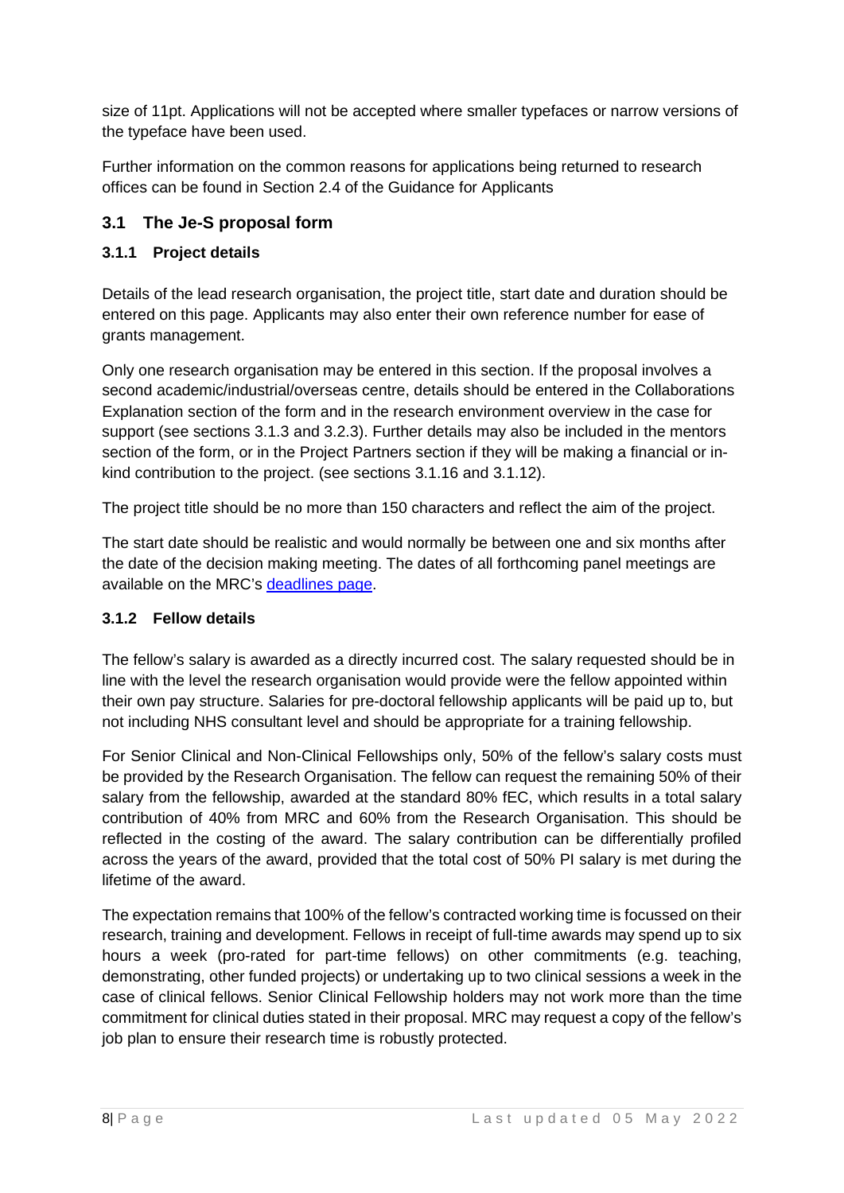size of 11pt. Applications will not be accepted where smaller typefaces or narrow versions of the typeface have been used.

Further information on the common reasons for applications being returned to research offices can be found in Section 2.4 of the Guidance for Applicants

## 3.1 The Je-S proposal form

### 3.1.1 Project details

Details of the lead research organisation, the project title, start date and duration should be entered on this page. Applicants may also enter their own reference number for ease of grants management.

Only one research organisation may be entered in this section. If the proposal involves a second academic/industrial/overseas centre, details should be entered in the Collaborations Explanation section of the form and in the research environment overview in the case for support (see sections 3.1.3 and 3.2.3). Further details may also be included in the mentors section of the form, or in the Project Partners section if they will be making a financial or in-kind contribution to the project. (see sections 3.1.16 and 3.1.12).

The project title should be no more than 150 characters and reflect the aim of the project.

The start date should be realistic and would normally be between one and six months after the date of the decision making meeting. The dates of all forthcoming panel meetings are available on the MRC's [deadlines page](#).

### 3.1.2 Fellow details

The fellow's salary is awarded as a directly incurred cost. The salary requested should be in line with the level the research organisation would provide were the fellow appointed within their own pay structure. Salaries for pre-doctoral fellowship applicants will be paid up to, but not including NHS consultant level and should be appropriate for a training fellowship.

For Senior Clinical and Non-Clinical Fellowships only, 50% of the fellow's salary costs must be provided by the Research Organisation. The fellow can request the remaining 50% of their salary from the fellowship, awarded at the standard 80% fEC, which results in a total salary contribution of 40% from MRC and 60% from the Research Organisation. This should be reflected in the costing of the award. The salary contribution can be differentially profiled across the years of the award, provided that the total cost of 50% PI salary is met during the lifetime of the award.

The expectation remains that 100% of the fellow's contracted working time is focussed on their research, training and development. Fellows in receipt of full-time awards may spend up to six hours a week (pro-rated for part-time fellows) on other commitments (e.g. teaching, demonstrating, other funded projects) or undertaking up to two clinical sessions a week in the case of clinical fellows. Senior Clinical Fellowship holders may not work more than the time commitment for clinical duties stated in their proposal. MRC may request a copy of the fellow's job plan to ensure their research time is robustly protected.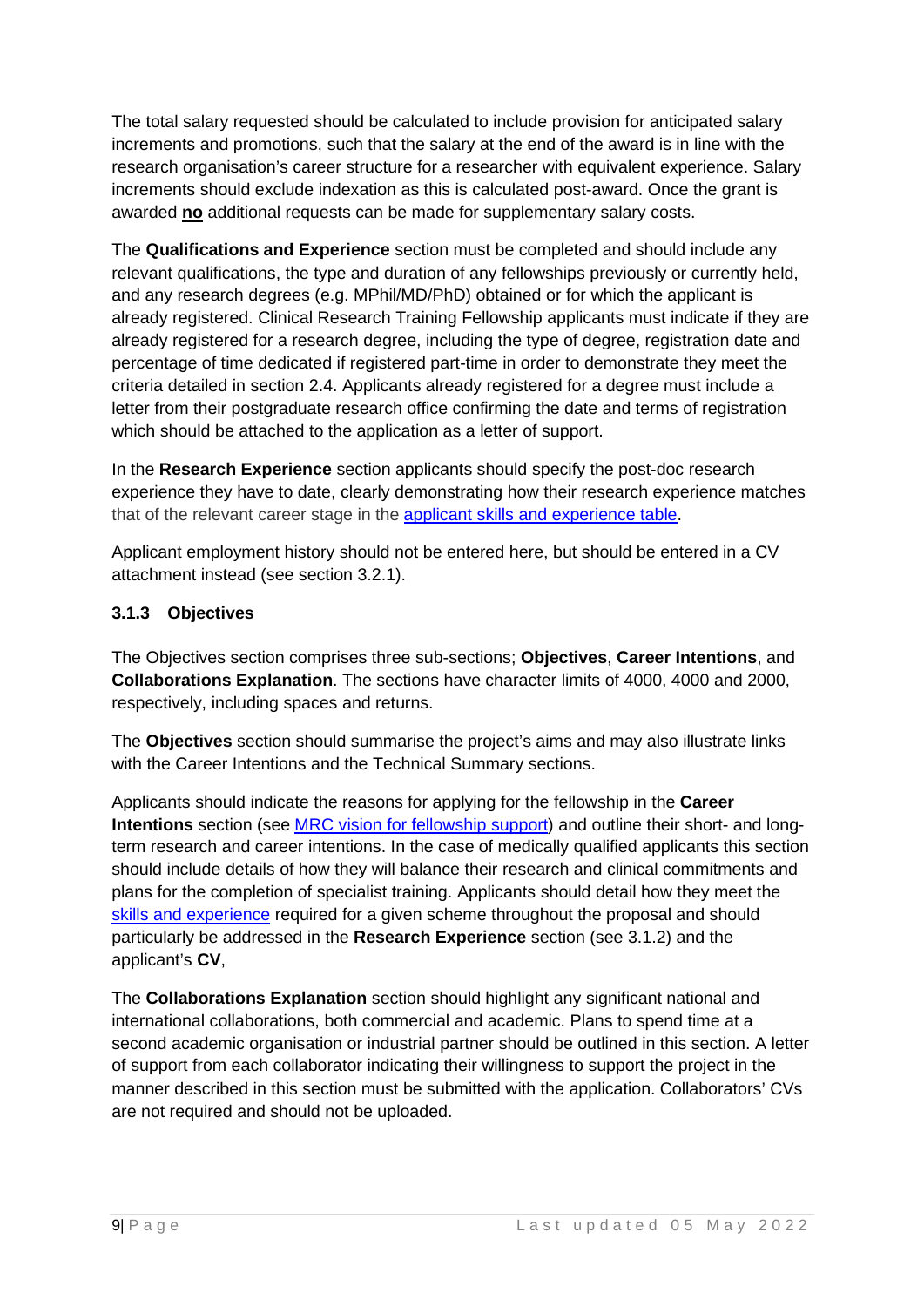The total salary requested should be calculated to include provision for anticipated salary increments and promotions, such that the salary at the end of the award is in line with the research organisation's career structure for a researcher with equivalent experience. Salary increments should exclude indexation as this is calculated post-award. Once the grant is awarded **no** additional requests can be made for supplementary salary costs.

The **Qualifications and Experience** section must be completed and should include any relevant qualifications, the type and duration of any fellowships previously or currently held, and any research degrees (e.g. MPhil/MD/PhD) obtained or for which the applicant is already registered. Clinical Research Training Fellowship applicants must indicate if they are already registered for a research degree, including the type of degree, registration date and percentage of time dedicated if registered part-time in order to demonstrate they meet the criteria detailed in section 2.4. Applicants already registered for a degree must include a letter from their postgraduate research office confirming the date and terms of registration which should be attached to the application as a letter of support.

In the **Research Experience** section applicants should specify the post-doc research experience they have to date, clearly demonstrating how their research experience matches that of the relevant career stage in the applicant skills and experience table.

Applicant employment history should not be entered here, but should be entered in a CV attachment instead (see section 3.2.1).

### 3.1.3 Objectives

The Objectives section comprises three sub-sections; **Objectives**, **Career Intentions**, and **Collaborations Explanation**. The sections have character limits of 4000, 4000 and 2000, respectively, including spaces and returns.

The **Objectives** section should summarise the project's aims and may also illustrate links with the Career Intentions and the Technical Summary sections.

Applicants should indicate the reasons for applying for the fellowship in the **Career Intentions** section (see MRC vision for fellowship support) and outline their short- and long-term research and career intentions. In the case of medically qualified applicants this section should include details of how they will balance their research and clinical commitments and plans for the completion of specialist training. Applicants should detail how they meet the skills and experience required for a given scheme throughout the proposal and should particularly be addressed in the **Research Experience** section (see 3.1.2) and the applicant's **CV**,

The **Collaborations Explanation** section should highlight any significant national and international collaborations, both commercial and academic. Plans to spend time at a second academic organisation or industrial partner should be outlined in this section. A letter of support from each collaborator indicating their willingness to support the project in the manner described in this section must be submitted with the application. Collaborators' CVs are not required and should not be uploaded.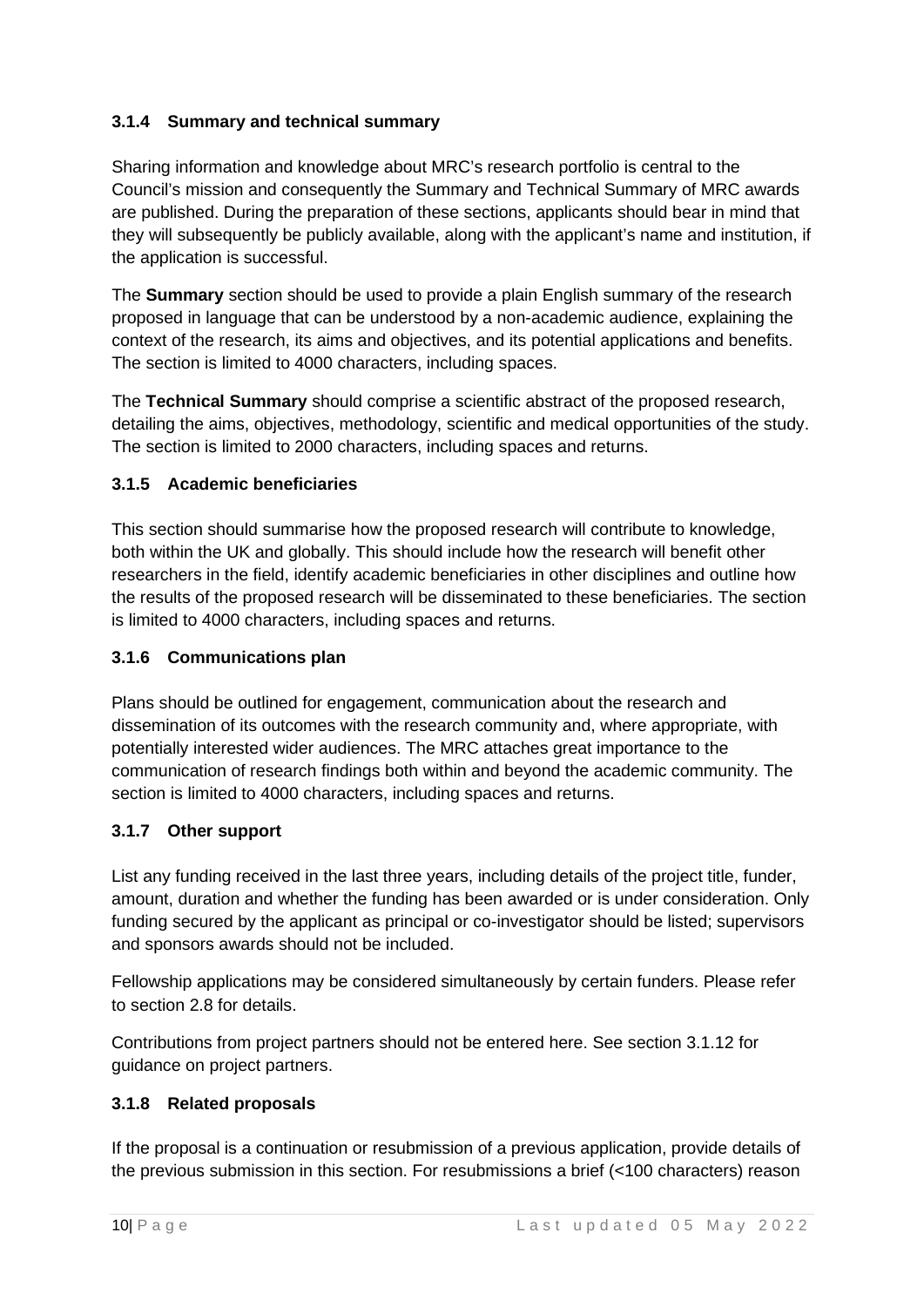### 3.1.4 Summary and technical summary

Sharing information and knowledge about MRC's research portfolio is central to the Council's mission and consequently the Summary and Technical Summary of MRC awards are published. During the preparation of these sections, applicants should bear in mind that they will subsequently be publicly available, along with the applicant's name and institution, if the application is successful.

The **Summary** section should be used to provide a plain English summary of the research proposed in language that can be understood by a non-academic audience, explaining the context of the research, its aims and objectives, and its potential applications and benefits. The section is limited to 4000 characters, including spaces.

The **Technical Summary** should comprise a scientific abstract of the proposed research, detailing the aims, objectives, methodology, scientific and medical opportunities of the study. The section is limited to 2000 characters, including spaces and returns.

### 3.1.5 Academic beneficiaries

This section should summarise how the proposed research will contribute to knowledge, both within the UK and globally. This should include how the research will benefit other researchers in the field, identify academic beneficiaries in other disciplines and outline how the results of the proposed research will be disseminated to these beneficiaries. The section is limited to 4000 characters, including spaces and returns.

### 3.1.6 Communications plan

Plans should be outlined for engagement, communication about the research and dissemination of its outcomes with the research community and, where appropriate, with potentially interested wider audiences. The MRC attaches great importance to the communication of research findings both within and beyond the academic community. The section is limited to 4000 characters, including spaces and returns.

### 3.1.7 Other support

List any funding received in the last three years, including details of the project title, funder, amount, duration and whether the funding has been awarded or is under consideration. Only funding secured by the applicant as principal or co-investigator should be listed; supervisors and sponsors awards should not be included.

Fellowship applications may be considered simultaneously by certain funders. Please refer to section 2.8 for details.

Contributions from project partners should not be entered here. See section 3.1.12 for guidance on project partners.

### 3.1.8 Related proposals

If the proposal is a continuation or resubmission of a previous application, provide details of the previous submission in this section. For resubmissions a brief (<100 characters) reason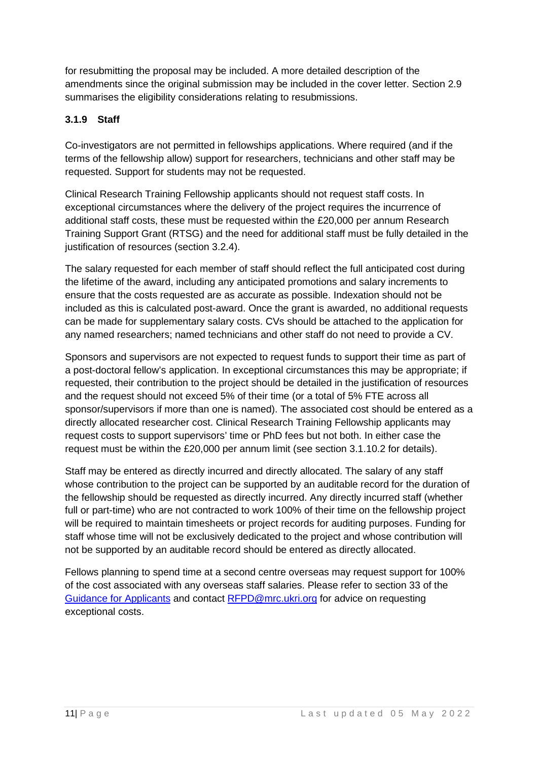for resubmitting the proposal may be included. A more detailed description of the amendments since the original submission may be included in the cover letter. Section 2.9 summarises the eligibility considerations relating to resubmissions.

### 3.1.9 Staff

Co-investigators are not permitted in fellowships applications. Where required (and if the terms of the fellowship allow) support for researchers, technicians and other staff may be requested. Support for students may not be requested.

Clinical Research Training Fellowship applicants should not request staff costs. In exceptional circumstances where the delivery of the project requires the incurrence of additional staff costs, these must be requested within the £20,000 per annum Research Training Support Grant (RTSG) and the need for additional staff must be fully detailed in the justification of resources (section 3.2.4).

The salary requested for each member of staff should reflect the full anticipated cost during the lifetime of the award, including any anticipated promotions and salary increments to ensure that the costs requested are as accurate as possible. Indexation should not be included as this is calculated post-award. Once the grant is awarded, no additional requests can be made for supplementary salary costs. CVs should be attached to the application for any named researchers; named technicians and other staff do not need to provide a CV.

Sponsors and supervisors are not expected to request funds to support their time as part of a post-doctoral fellow's application. In exceptional circumstances this may be appropriate; if requested, their contribution to the project should be detailed in the justification of resources and the request should not exceed 5% of their time (or a total of 5% FTE across all sponsor/supervisors if more than one is named). The associated cost should be entered as a directly allocated researcher cost. Clinical Research Training Fellowship applicants may request costs to support supervisors' time or PhD fees but not both. In either case the request must be within the £20,000 per annum limit (see section 3.1.10.2 for details).

Staff may be entered as directly incurred and directly allocated. The salary of any staff whose contribution to the project can be supported by an auditable record for the duration of the fellowship should be requested as directly incurred. Any directly incurred staff (whether full or part-time) who are not contracted to work 100% of their time on the fellowship project will be required to maintain timesheets or project records for auditing purposes. Funding for staff whose time will not be exclusively dedicated to the project and whose contribution will not be supported by an auditable record should be entered as directly allocated.

Fellows planning to spend time at a second centre overseas may request support for 100% of the cost associated with any overseas staff salaries. Please refer to section 33 of the [Guidance for Applicants] and contact RFPD@mrc.ukri.org for advice on requesting exceptional costs.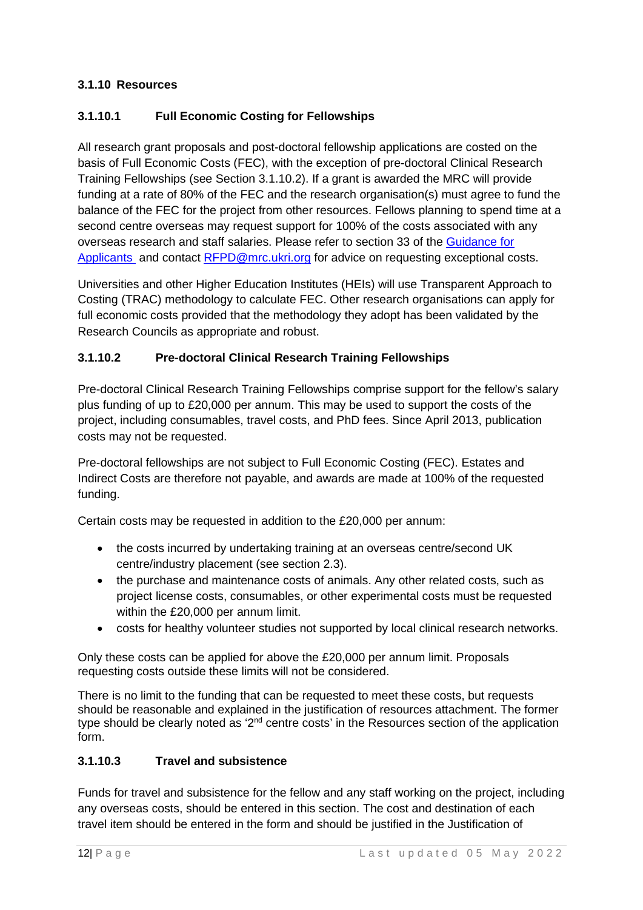### 3.1.10 Resources

#### 3.1.10.1 Full Economic Costing for Fellowships

All research grant proposals and post-doctoral fellowship applications are costed on the basis of Full Economic Costs (FEC), with the exception of pre-doctoral Clinical Research Training Fellowships (see Section 3.1.10.2). If a grant is awarded the MRC will provide funding at a rate of 80% of the FEC and the research organisation(s) must agree to fund the balance of the FEC for the project from other resources. Fellows planning to spend time at a second centre overseas may request support for 100% of the costs associated with any overseas research and staff salaries. Please refer to section 33 of the [Guidance for Applicants](#) and contact [RFPD@mrc.ukri.org](mailto:RFPD@mrc.ukri.org) for advice on requesting exceptional costs.

Universities and other Higher Education Institutes (HEIs) will use Transparent Approach to Costing (TRAC) methodology to calculate FEC. Other research organisations can apply for full economic costs provided that the methodology they adopt has been validated by the Research Councils as appropriate and robust.

#### 3.1.10.2 Pre-doctoral Clinical Research Training Fellowships

Pre-doctoral Clinical Research Training Fellowships comprise support for the fellow's salary plus funding of up to £20,000 per annum. This may be used to support the costs of the project, including consumables, travel costs, and PhD fees. Since April 2013, publication costs may not be requested.

Pre-doctoral fellowships are not subject to Full Economic Costing (FEC). Estates and Indirect Costs are therefore not payable, and awards are made at 100% of the requested funding.

Certain costs may be requested in addition to the £20,000 per annum:

- the costs incurred by undertaking training at an overseas centre/second UK centre/industry placement (see section 2.3).
- the purchase and maintenance costs of animals. Any other related costs, such as project license costs, consumables, or other experimental costs must be requested within the £20,000 per annum limit.
- costs for healthy volunteer studies not supported by local clinical research networks.

Only these costs can be applied for above the £20,000 per annum limit. Proposals requesting costs outside these limits will not be considered.

There is no limit to the funding that can be requested to meet these costs, but requests should be reasonable and explained in the justification of resources attachment. The former type should be clearly noted as '2nd centre costs' in the Resources section of the application form.

#### 3.1.10.3 Travel and subsistence

Funds for travel and subsistence for the fellow and any staff working on the project, including any overseas costs, should be entered in this section. The cost and destination of each travel item should be entered in the form and should be justified in the Justification of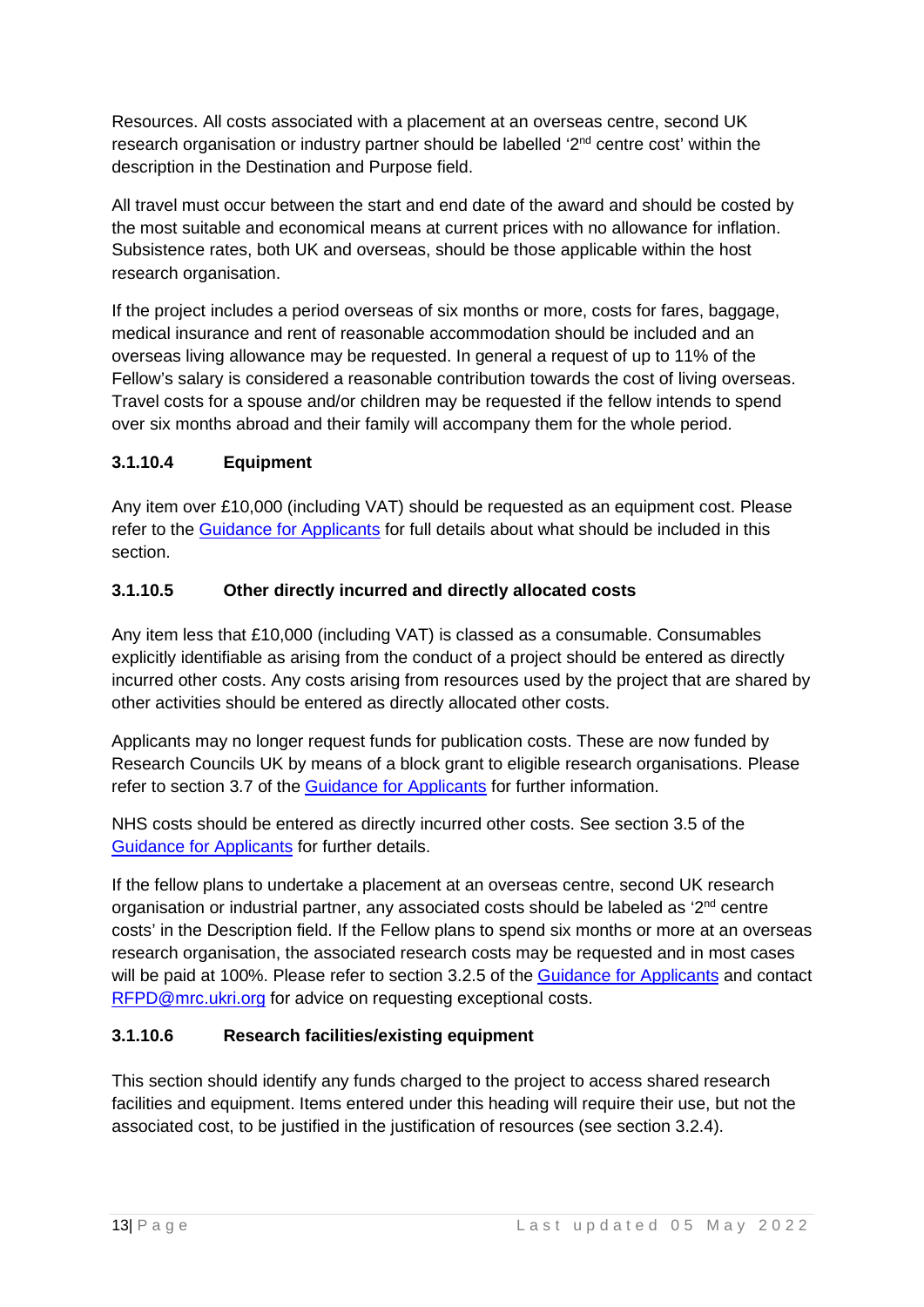Resources. All costs associated with a placement at an overseas centre, second UK research organisation or industry partner should be labelled '2nd centre cost' within the description in the Destination and Purpose field.

All travel must occur between the start and end date of the award and should be costed by the most suitable and economical means at current prices with no allowance for inflation. Subsistence rates, both UK and overseas, should be those applicable within the host research organisation.

If the project includes a period overseas of six months or more, costs for fares, baggage, medical insurance and rent of reasonable accommodation should be included and an overseas living allowance may be requested. In general a request of up to 11% of the Fellow's salary is considered a reasonable contribution towards the cost of living overseas. Travel costs for a spouse and/or children may be requested if the fellow intends to spend over six months abroad and their family will accompany them for the whole period.

#### 3.1.10.4 Equipment

Any item over £10,000 (including VAT) should be requested as an equipment cost. Please refer to the Guidance for Applicants for full details about what should be included in this section.

#### 3.1.10.5 Other directly incurred and directly allocated costs

Any item less that £10,000 (including VAT) is classed as a consumable. Consumables explicitly identifiable as arising from the conduct of a project should be entered as directly incurred other costs. Any costs arising from resources used by the project that are shared by other activities should be entered as directly allocated other costs.

Applicants may no longer request funds for publication costs. These are now funded by Research Councils UK by means of a block grant to eligible research organisations. Please refer to section 3.7 of the Guidance for Applicants for further information.

NHS costs should be entered as directly incurred other costs. See section 3.5 of the Guidance for Applicants for further details.

If the fellow plans to undertake a placement at an overseas centre, second UK research organisation or industrial partner, any associated costs should be labeled as '2nd centre costs' in the Description field. If the Fellow plans to spend six months or more at an overseas research organisation, the associated research costs may be requested and in most cases will be paid at 100%. Please refer to section 3.2.5 of the Guidance for Applicants and contact RFPD@mrc.ukri.org for advice on requesting exceptional costs.

#### 3.1.10.6 Research facilities/existing equipment

This section should identify any funds charged to the project to access shared research facilities and equipment. Items entered under this heading will require their use, but not the associated cost, to be justified in the justification of resources (see section 3.2.4).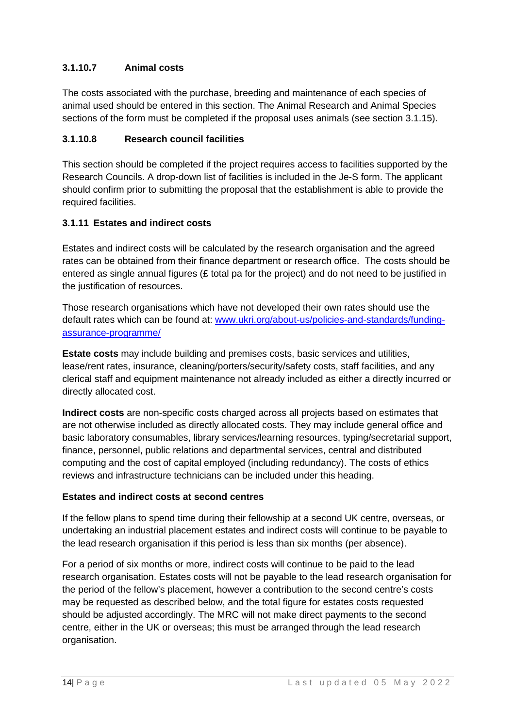#### 3.1.10.7 Animal costs

The costs associated with the purchase, breeding and maintenance of each species of animal used should be entered in this section. The Animal Research and Animal Species sections of the form must be completed if the proposal uses animals (see section 3.1.15).

#### 3.1.10.8 Research council facilities

This section should be completed if the project requires access to facilities supported by the Research Councils. A drop-down list of facilities is included in the Je-S form. The applicant should confirm prior to submitting the proposal that the establishment is able to provide the required facilities.

### 3.1.11 Estates and indirect costs

Estates and indirect costs will be calculated by the research organisation and the agreed rates can be obtained from their finance department or research office. The costs should be entered as single annual figures (£ total pa for the project) and do not need to be justified in the justification of resources.

Those research organisations which have not developed their own rates should use the default rates which can be found at: [www.ukri.org/about-us/policies-and-standards/funding-assurance-programme/](http://www.ukri.org/about-us/policies-and-standards/funding-assurance-programme/)

**Estate costs** may include building and premises costs, basic services and utilities, lease/rent rates, insurance, cleaning/porters/security/safety costs, staff facilities, and any clerical staff and equipment maintenance not already included as either a directly incurred or directly allocated cost.

**Indirect costs** are non-specific costs charged across all projects based on estimates that are not otherwise included as directly allocated costs. They may include general office and basic laboratory consumables, library services/learning resources, typing/secretarial support, finance, personnel, public relations and departmental services, central and distributed computing and the cost of capital employed (including redundancy). The costs of ethics reviews and infrastructure technicians can be included under this heading.

**Estates and indirect costs at second centres**

If the fellow plans to spend time during their fellowship at a second UK centre, overseas, or undertaking an industrial placement estates and indirect costs will continue to be payable to the lead research organisation if this period is less than six months (per absence).

For a period of six months or more, indirect costs will continue to be paid to the lead research organisation. Estates costs will not be payable to the lead research organisation for the period of the fellow's placement, however a contribution to the second centre's costs may be requested as described below, and the total figure for estates costs requested should be adjusted accordingly. The MRC will not make direct payments to the second centre, either in the UK or overseas; this must be arranged through the lead research organisation.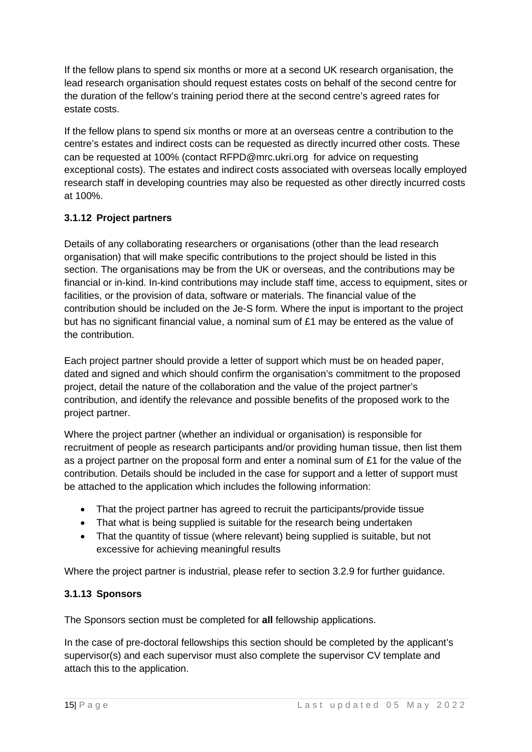If the fellow plans to spend six months or more at a second UK research organisation, the lead research organisation should request estates costs on behalf of the second centre for the duration of the fellow's training period there at the second centre's agreed rates for estate costs.

If the fellow plans to spend six months or more at an overseas centre a contribution to the centre's estates and indirect costs can be requested as directly incurred other costs. These can be requested at 100% (contact RFPD@mrc.ukri.org for advice on requesting exceptional costs). The estates and indirect costs associated with overseas locally employed research staff in developing countries may also be requested as other directly incurred costs at 100%.

#### 3.1.12 Project partners

Details of any collaborating researchers or organisations (other than the lead research organisation) that will make specific contributions to the project should be listed in this section. The organisations may be from the UK or overseas, and the contributions may be financial or in-kind. In-kind contributions may include staff time, access to equipment, sites or facilities, or the provision of data, software or materials. The financial value of the contribution should be included on the Je-S form. Where the input is important to the project but has no significant financial value, a nominal sum of £1 may be entered as the value of the contribution.

Each project partner should provide a letter of support which must be on headed paper, dated and signed and which should confirm the organisation's commitment to the proposed project, detail the nature of the collaboration and the value of the project partner's contribution, and identify the relevance and possible benefits of the proposed work to the project partner.

Where the project partner (whether an individual or organisation) is responsible for recruitment of people as research participants and/or providing human tissue, then list them as a project partner on the proposal form and enter a nominal sum of £1 for the value of the contribution. Details should be included in the case for support and a letter of support must be attached to the application which includes the following information:

- That the project partner has agreed to recruit the participants/provide tissue
- That what is being supplied is suitable for the research being undertaken
- That the quantity of tissue (where relevant) being supplied is suitable, but not excessive for achieving meaningful results

Where the project partner is industrial, please refer to section 3.2.9 for further guidance.

#### 3.1.13 Sponsors

The Sponsors section must be completed for **all** fellowship applications.

In the case of pre-doctoral fellowships this section should be completed by the applicant's supervisor(s) and each supervisor must also complete the supervisor CV template and attach this to the application.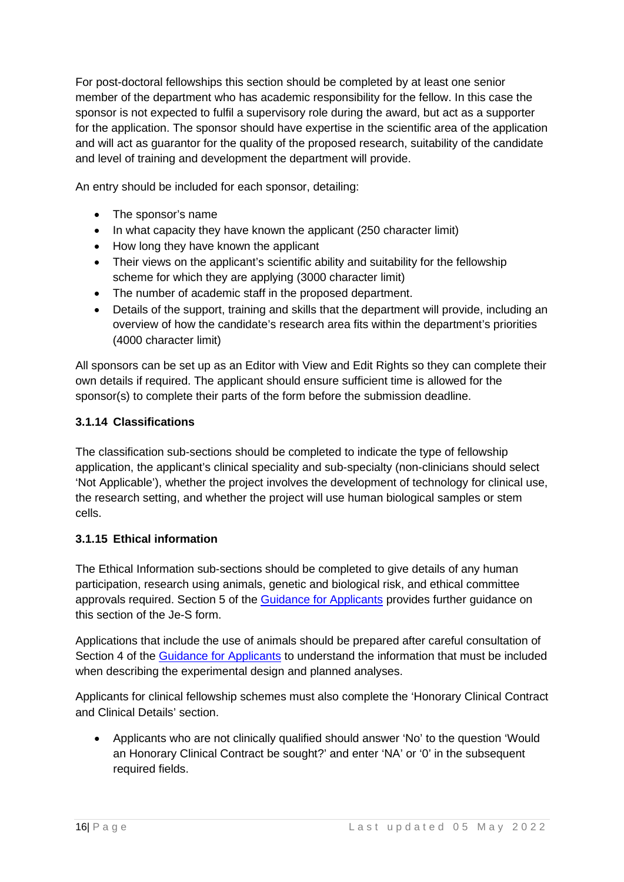For post-doctoral fellowships this section should be completed by at least one senior member of the department who has academic responsibility for the fellow. In this case the sponsor is not expected to fulfil a supervisory role during the award, but act as a supporter for the application. The sponsor should have expertise in the scientific area of the application and will act as guarantor for the quality of the proposed research, suitability of the candidate and level of training and development the department will provide.

An entry should be included for each sponsor, detailing:

- The sponsor's name
- In what capacity they have known the applicant (250 character limit)
- How long they have known the applicant
- Their views on the applicant's scientific ability and suitability for the fellowship scheme for which they are applying (3000 character limit)
- The number of academic staff in the proposed department.
- Details of the support, training and skills that the department will provide, including an overview of how the candidate's research area fits within the department's priorities (4000 character limit)

All sponsors can be set up as an Editor with View and Edit Rights so they can complete their own details if required. The applicant should ensure sufficient time is allowed for the sponsor(s) to complete their parts of the form before the submission deadline.

### 3.1.14 Classifications

The classification sub-sections should be completed to indicate the type of fellowship application, the applicant's clinical speciality and sub-specialty (non-clinicians should select 'Not Applicable'), whether the project involves the development of technology for clinical use, the research setting, and whether the project will use human biological samples or stem cells.

### 3.1.15 Ethical information

The Ethical Information sub-sections should be completed to give details of any human participation, research using animals, genetic and biological risk, and ethical committee approvals required. Section 5 of the Guidance for Applicants provides further guidance on this section of the Je-S form.

Applications that include the use of animals should be prepared after careful consultation of Section 4 of the Guidance for Applicants to understand the information that must be included when describing the experimental design and planned analyses.

Applicants for clinical fellowship schemes must also complete the 'Honorary Clinical Contract and Clinical Details' section.

- Applicants who are not clinically qualified should answer 'No' to the question 'Would an Honorary Clinical Contract be sought?' and enter 'NA' or '0' in the subsequent required fields.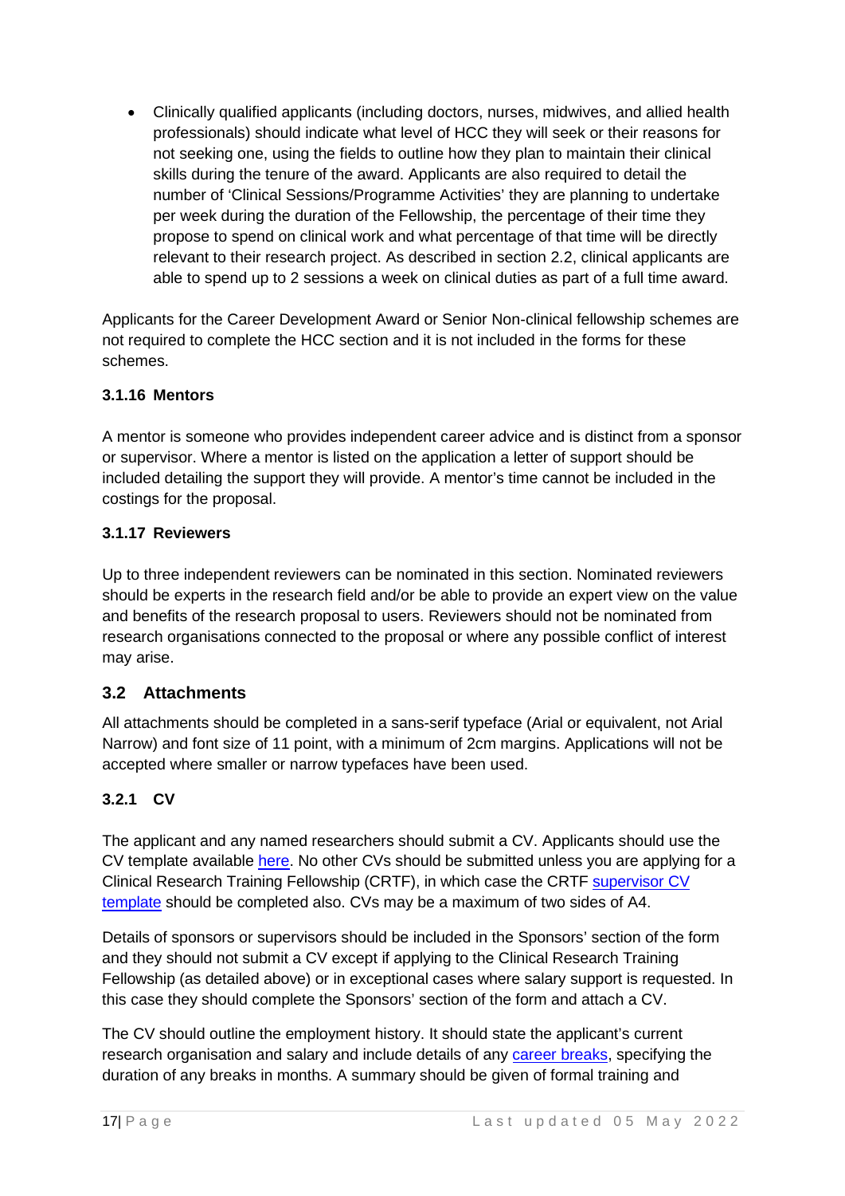- Clinically qualified applicants (including doctors, nurses, midwives, and allied health professionals) should indicate what level of HCC they will seek or their reasons for not seeking one, using the fields to outline how they plan to maintain their clinical skills during the tenure of the award. Applicants are also required to detail the number of 'Clinical Sessions/Programme Activities' they are planning to undertake per week during the duration of the Fellowship, the percentage of their time they propose to spend on clinical work and what percentage of that time will be directly relevant to their research project. As described in section 2.2, clinical applicants are able to spend up to 2 sessions a week on clinical duties as part of a full time award.

Applicants for the Career Development Award or Senior Non-clinical fellowship schemes are not required to complete the HCC section and it is not included in the forms for these schemes.

#### 3.1.16 Mentors

A mentor is someone who provides independent career advice and is distinct from a sponsor or supervisor. Where a mentor is listed on the application a letter of support should be included detailing the support they will provide. A mentor's time cannot be included in the costings for the proposal.

#### 3.1.17 Reviewers

Up to three independent reviewers can be nominated in this section. Nominated reviewers should be experts in the research field and/or be able to provide an expert view on the value and benefits of the research proposal to users. Reviewers should not be nominated from research organisations connected to the proposal or where any possible conflict of interest may arise.

### 3.2 Attachments

All attachments should be completed in a sans-serif typeface (Arial or equivalent, not Arial Narrow) and font size of 11 point, with a minimum of 2cm margins. Applications will not be accepted where smaller or narrow typefaces have been used.

#### 3.2.1 CV

The applicant and any named researchers should submit a CV. Applicants should use the CV template available here. No other CVs should be submitted unless you are applying for a Clinical Research Training Fellowship (CRTF), in which case the CRTF supervisor CV template should be completed also. CVs may be a maximum of two sides of A4.

Details of sponsors or supervisors should be included in the Sponsors' section of the form and they should not submit a CV except if applying to the Clinical Research Training Fellowship (as detailed above) or in exceptional cases where salary support is requested. In this case they should complete the Sponsors' section of the form and attach a CV.

The CV should outline the employment history. It should state the applicant's current research organisation and salary and include details of any career breaks, specifying the duration of any breaks in months. A summary should be given of formal training and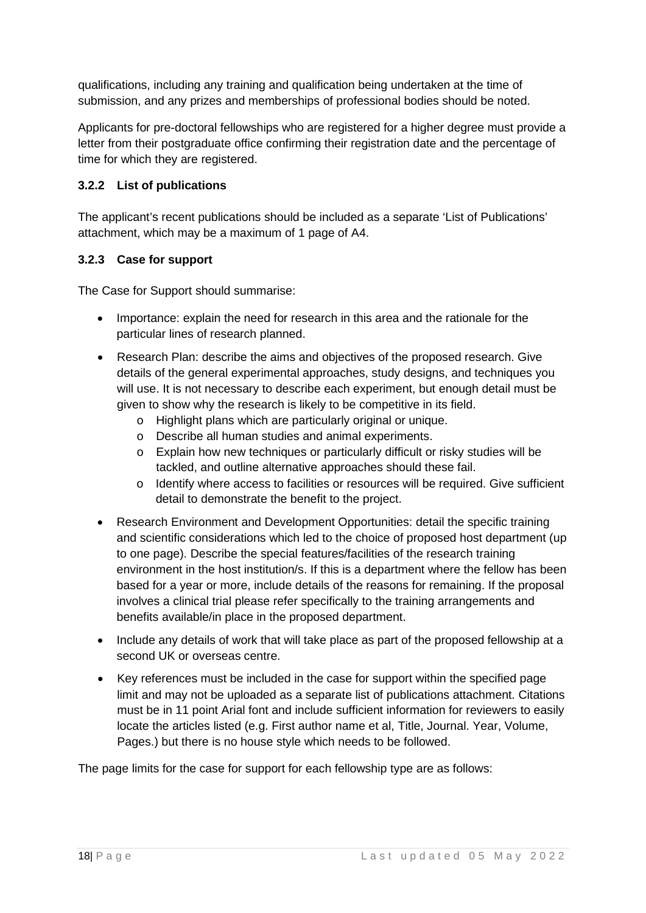qualifications, including any training and qualification being undertaken at the time of submission, and any prizes and memberships of professional bodies should be noted.

Applicants for pre-doctoral fellowships who are registered for a higher degree must provide a letter from their postgraduate office confirming their registration date and the percentage of time for which they are registered.

### 3.2.2 List of publications

The applicant's recent publications should be included as a separate 'List of Publications' attachment, which may be a maximum of 1 page of A4.

### 3.2.3 Case for support

The Case for Support should summarise:

- Importance: explain the need for research in this area and the rationale for the particular lines of research planned.
- Research Plan: describe the aims and objectives of the proposed research. Give details of the general experimental approaches, study designs, and techniques you will use. It is not necessary to describe each experiment, but enough detail must be given to show why the research is likely to be competitive in its field.
  - Highlight plans which are particularly original or unique.
  - Describe all human studies and animal experiments.
  - Explain how new techniques or particularly difficult or risky studies will be tackled, and outline alternative approaches should these fail.
  - Identify where access to facilities or resources will be required. Give sufficient detail to demonstrate the benefit to the project.
- Research Environment and Development Opportunities: detail the specific training and scientific considerations which led to the choice of proposed host department (up to one page). Describe the special features/facilities of the research training environment in the host institution/s. If this is a department where the fellow has been based for a year or more, include details of the reasons for remaining. If the proposal involves a clinical trial please refer specifically to the training arrangements and benefits available/in place in the proposed department.
- Include any details of work that will take place as part of the proposed fellowship at a second UK or overseas centre.
- Key references must be included in the case for support within the specified page limit and may not be uploaded as a separate list of publications attachment. Citations must be in 11 point Arial font and include sufficient information for reviewers to easily locate the articles listed (e.g. First author name et al, Title, Journal. Year, Volume, Pages.) but there is no house style which needs to be followed.

The page limits for the case for support for each fellowship type are as follows: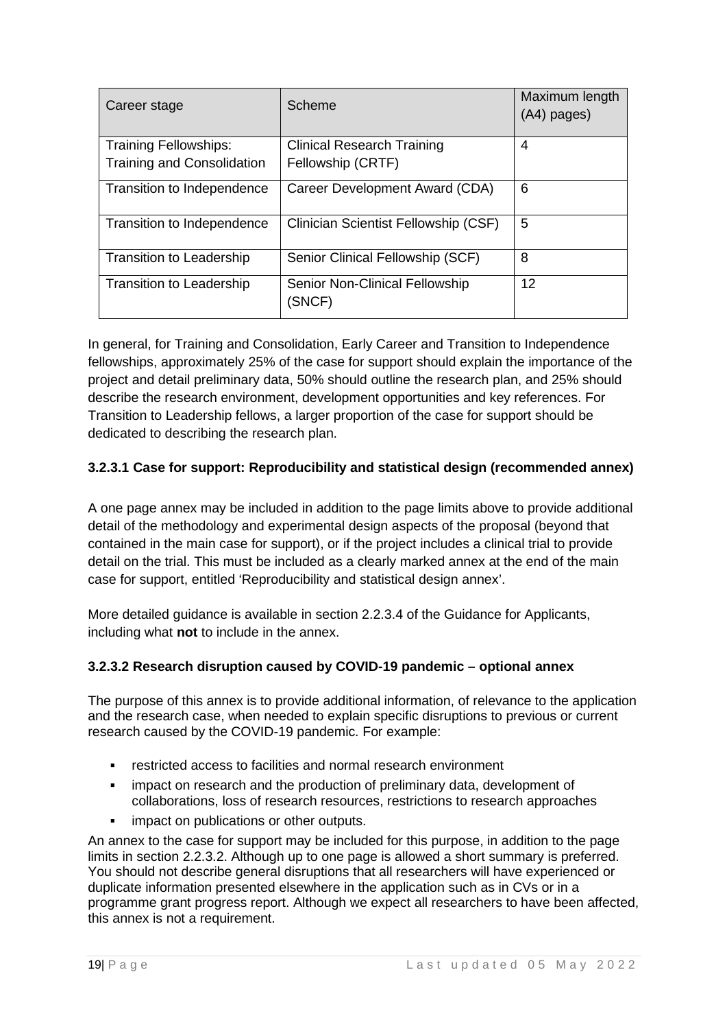| Career stage | Scheme | Maximum length (A4) pages) |
|---|---|---|
| Training Fellowships: Training and Consolidation | Clinical Research Training Fellowship (CRTF) | 4 |
| Transition to Independence | Career Development Award (CDA) | 6 |
| Transition to Independence | Clinician Scientist Fellowship (CSF) | 5 |
| Transition to Leadership | Senior Clinical Fellowship (SCF) | 8 |
| Transition to Leadership | Senior Non-Clinical Fellowship (SNCF) | 12 |

In general, for Training and Consolidation, Early Career and Transition to Independence fellowships, approximately 25% of the case for support should explain the importance of the project and detail preliminary data, 50% should outline the research plan, and 25% should describe the research environment, development opportunities and key references. For Transition to Leadership fellows, a larger proportion of the case for support should be dedicated to describing the research plan.

#### 3.2.3.1 Case for support: Reproducibility and statistical design (recommended annex)

A one page annex may be included in addition to the page limits above to provide additional detail of the methodology and experimental design aspects of the proposal (beyond that contained in the main case for support), or if the project includes a clinical trial to provide detail on the trial. This must be included as a clearly marked annex at the end of the main case for support, entitled 'Reproducibility and statistical design annex'.

More detailed guidance is available in section 2.2.3.4 of the Guidance for Applicants, including what **not** to include in the annex.

#### 3.2.3.2 Research disruption caused by COVID-19 pandemic – optional annex

The purpose of this annex is to provide additional information, of relevance to the application and the research case, when needed to explain specific disruptions to previous or current research caused by the COVID-19 pandemic. For example:

- restricted access to facilities and normal research environment
- impact on research and the production of preliminary data, development of collaborations, loss of research resources, restrictions to research approaches
- impact on publications or other outputs.

An annex to the case for support may be included for this purpose, in addition to the page limits in section 2.2.3.2. Although up to one page is allowed a short summary is preferred. You should not describe general disruptions that all researchers will have experienced or duplicate information presented elsewhere in the application such as in CVs or in a programme grant progress report. Although we expect all researchers to have been affected, this annex is not a requirement.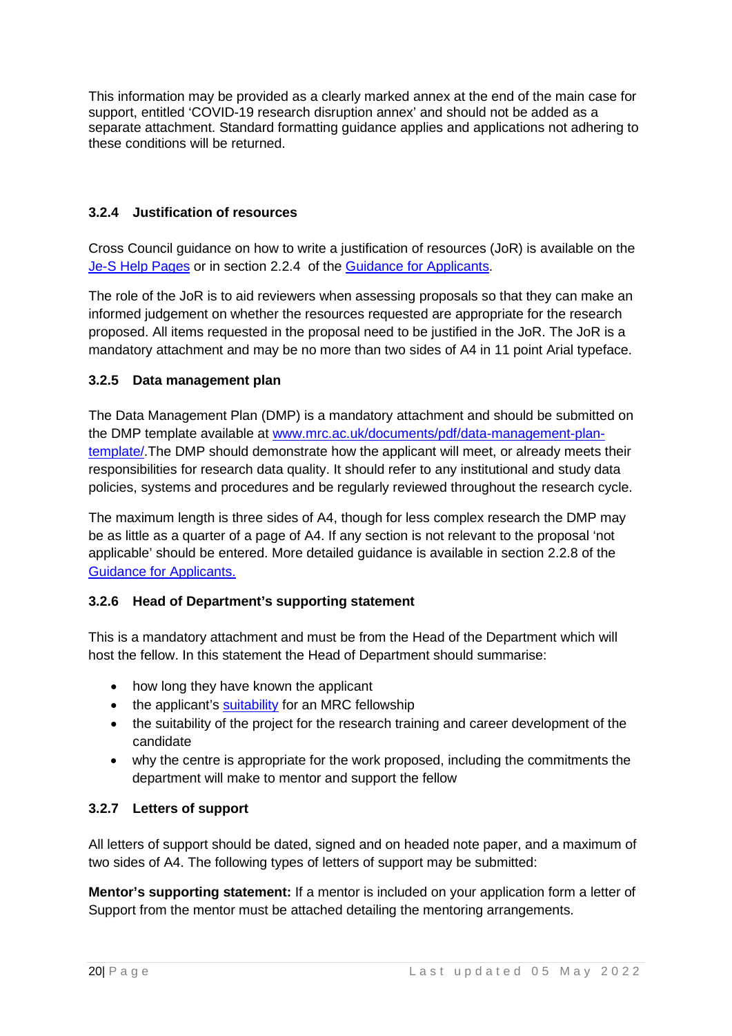This information may be provided as a clearly marked annex at the end of the main case for support, entitled 'COVID-19 research disruption annex' and should not be added as a separate attachment. Standard formatting guidance applies and applications not adhering to these conditions will be returned.

### 3.2.4 Justification of resources

Cross Council guidance on how to write a justification of resources (JoR) is available on the Je-S Help Pages or in section 2.2.4 of the Guidance for Applicants.

The role of the JoR is to aid reviewers when assessing proposals so that they can make an informed judgement on whether the resources requested are appropriate for the research proposed. All items requested in the proposal need to be justified in the JoR. The JoR is a mandatory attachment and may be no more than two sides of A4 in 11 point Arial typeface.

### 3.2.5 Data management plan

The Data Management Plan (DMP) is a mandatory attachment and should be submitted on the DMP template available at www.mrc.ac.uk/documents/pdf/data-management-plan-template/.The DMP should demonstrate how the applicant will meet, or already meets their responsibilities for research data quality. It should refer to any institutional and study data policies, systems and procedures and be regularly reviewed throughout the research cycle.

The maximum length is three sides of A4, though for less complex research the DMP may be as little as a quarter of a page of A4. If any section is not relevant to the proposal 'not applicable' should be entered. More detailed guidance is available in section 2.2.8 of the Guidance for Applicants.

### 3.2.6 Head of Department's supporting statement

This is a mandatory attachment and must be from the Head of the Department which will host the fellow. In this statement the Head of Department should summarise:

- how long they have known the applicant
- the applicant's suitability for an MRC fellowship
- the suitability of the project for the research training and career development of the candidate
- why the centre is appropriate for the work proposed, including the commitments the department will make to mentor and support the fellow

### 3.2.7 Letters of support

All letters of support should be dated, signed and on headed note paper, and a maximum of two sides of A4. The following types of letters of support may be submitted:

**Mentor's supporting statement:** If a mentor is included on your application form a letter of Support from the mentor must be attached detailing the mentoring arrangements.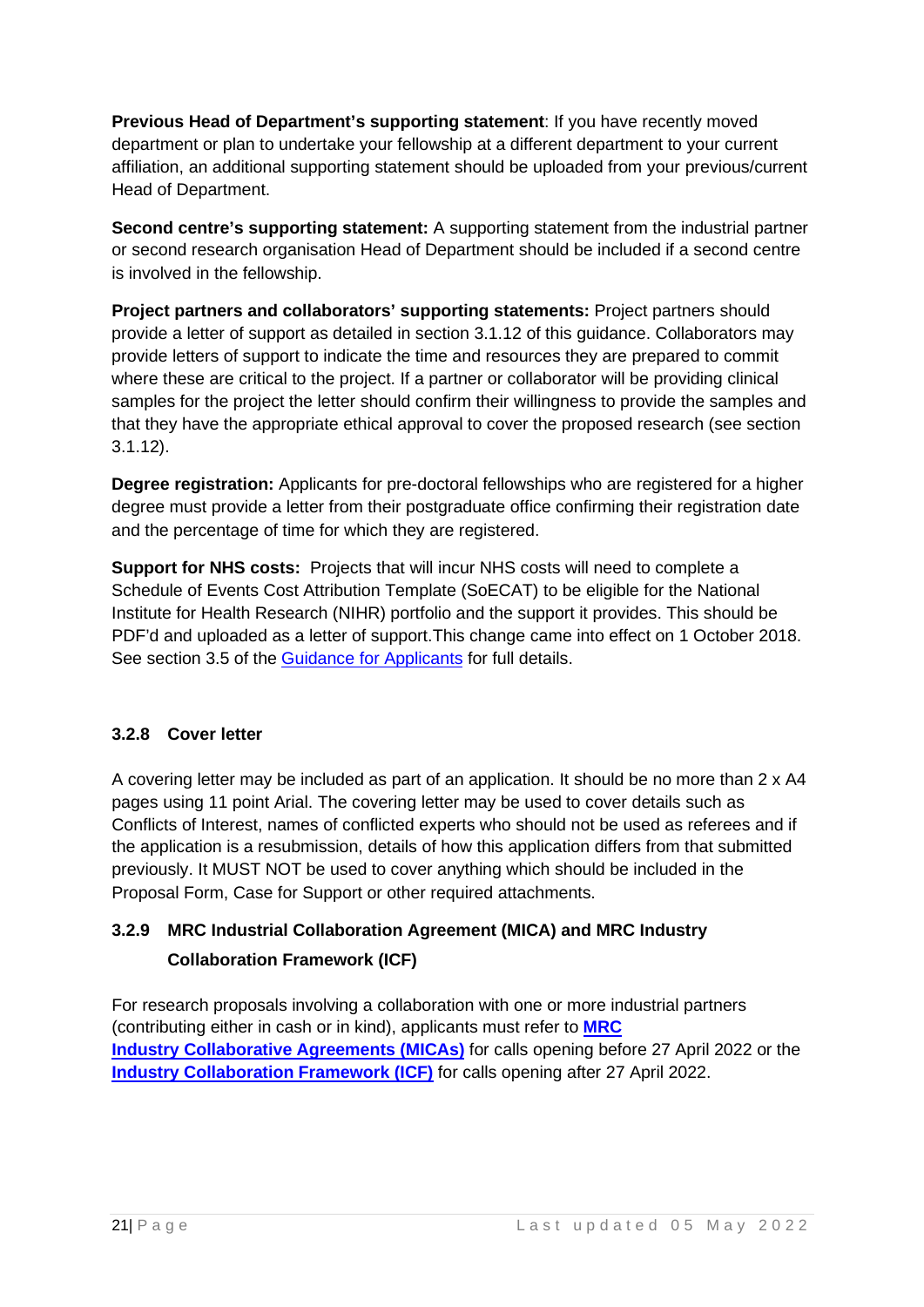**Previous Head of Department's supporting statement**: If you have recently moved department or plan to undertake your fellowship at a different department to your current affiliation, an additional supporting statement should be uploaded from your previous/current Head of Department.

**Second centre's supporting statement:** A supporting statement from the industrial partner or second research organisation Head of Department should be included if a second centre is involved in the fellowship.

**Project partners and collaborators' supporting statements:** Project partners should provide a letter of support as detailed in section 3.1.12 of this guidance. Collaborators may provide letters of support to indicate the time and resources they are prepared to commit where these are critical to the project. If a partner or collaborator will be providing clinical samples for the project the letter should confirm their willingness to provide the samples and that they have the appropriate ethical approval to cover the proposed research (see section 3.1.12).

**Degree registration:** Applicants for pre-doctoral fellowships who are registered for a higher degree must provide a letter from their postgraduate office confirming their registration date and the percentage of time for which they are registered.

**Support for NHS costs:** Projects that will incur NHS costs will need to complete a Schedule of Events Cost Attribution Template (SoECAT) to be eligible for the National Institute for Health Research (NIHR) portfolio and the support it provides. This should be PDF'd and uploaded as a letter of support.This change came into effect on 1 October 2018. See section 3.5 of the Guidance for Applicants for full details.

### 3.2.8 Cover letter

A covering letter may be included as part of an application. It should be no more than 2 x A4 pages using 11 point Arial. The covering letter may be used to cover details such as Conflicts of Interest, names of conflicted experts who should not be used as referees and if the application is a resubmission, details of how this application differs from that submitted previously. It MUST NOT be used to cover anything which should be included in the Proposal Form, Case for Support or other required attachments.

### 3.2.9 MRC Industrial Collaboration Agreement (MICA) and MRC Industry Collaboration Framework (ICF)

For research proposals involving a collaboration with one or more industrial partners (contributing either in cash or in kind), applicants must refer to **MRC Industry Collaborative Agreements (MICAs)** for calls opening before 27 April 2022 or the **Industry Collaboration Framework (ICF)** for calls opening after 27 April 2022.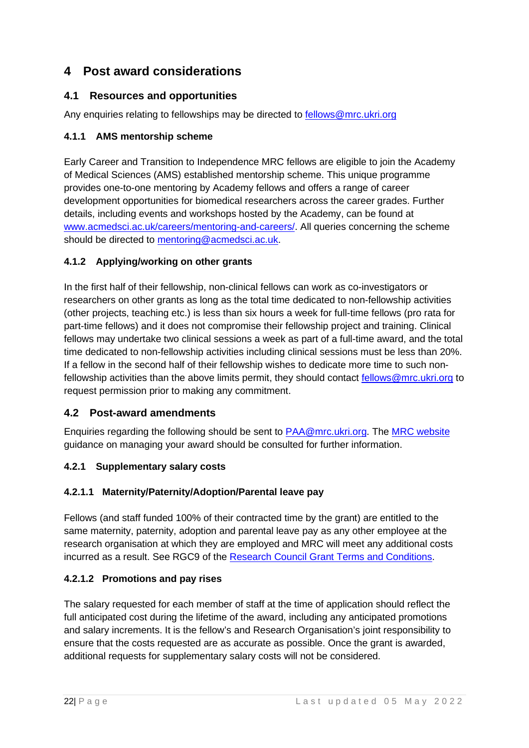# 4 Post award considerations

## 4.1 Resources and opportunities

Any enquiries relating to fellowships may be directed to [fellows@mrc.ukri.org](mailto:fellows@mrc.ukri.org)

### 4.1.1 AMS mentorship scheme

Early Career and Transition to Independence MRC fellows are eligible to join the Academy of Medical Sciences (AMS) established mentorship scheme. This unique programme provides one-to-one mentoring by Academy fellows and offers a range of career development opportunities for biomedical researchers across the career grades. Further details, including events and workshops hosted by the Academy, can be found at [www.acmedsci.ac.uk/careers/mentoring-and-careers/](www.acmedsci.ac.uk/careers/mentoring-and-careers/). All queries concerning the scheme should be directed to [mentoring@acmedsci.ac.uk](mailto:mentoring@acmedsci.ac.uk).

### 4.1.2 Applying/working on other grants

In the first half of their fellowship, non-clinical fellows can work as co-investigators or researchers on other grants as long as the total time dedicated to non-fellowship activities (other projects, teaching etc.) is less than six hours a week for full-time fellows (pro rata for part-time fellows) and it does not compromise their fellowship project and training. Clinical fellows may undertake two clinical sessions a week as part of a full-time award, and the total time dedicated to non-fellowship activities including clinical sessions must be less than 20%. If a fellow in the second half of their fellowship wishes to dedicate more time to such non-fellowship activities than the above limits permit, they should contact [fellows@mrc.ukri.org](mailto:fellows@mrc.ukri.org) to request permission prior to making any commitment.

## 4.2 Post-award amendments

Enquiries regarding the following should be sent to [PAA@mrc.ukri.org](mailto:PAA@mrc.ukri.org). The MRC website guidance on managing your award should be consulted for further information.

### 4.2.1 Supplementary salary costs

#### 4.2.1.1 Maternity/Paternity/Adoption/Parental leave pay

Fellows (and staff funded 100% of their contracted time by the grant) are entitled to the same maternity, paternity, adoption and parental leave pay as any other employee at the research organisation at which they are employed and MRC will meet any additional costs incurred as a result. See RGC9 of the Research Council Grant Terms and Conditions.

#### 4.2.1.2 Promotions and pay rises

The salary requested for each member of staff at the time of application should reflect the full anticipated cost during the lifetime of the award, including any anticipated promotions and salary increments. It is the fellow's and Research Organisation's joint responsibility to ensure that the costs requested are as accurate as possible. Once the grant is awarded, additional requests for supplementary salary costs will not be considered.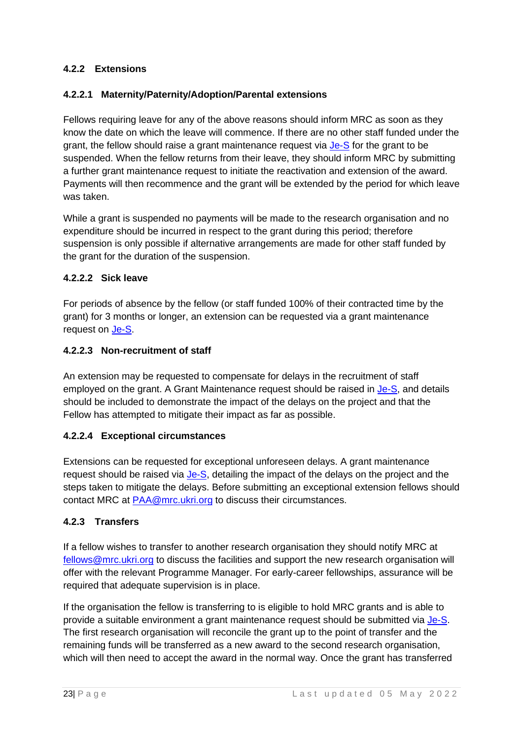### 4.2.2 Extensions

#### 4.2.2.1 Maternity/Paternity/Adoption/Parental extensions

Fellows requiring leave for any of the above reasons should inform MRC as soon as they know the date on which the leave will commence. If there are no other staff funded under the grant, the fellow should raise a grant maintenance request via [Je-S]() for the grant to be suspended. When the fellow returns from their leave, they should inform MRC by submitting a further grant maintenance request to initiate the reactivation and extension of the award. Payments will then recommence and the grant will be extended by the period for which leave was taken.

While a grant is suspended no payments will be made to the research organisation and no expenditure should be incurred in respect to the grant during this period; therefore suspension is only possible if alternative arrangements are made for other staff funded by the grant for the duration of the suspension.

#### 4.2.2.2 Sick leave

For periods of absence by the fellow (or staff funded 100% of their contracted time by the grant) for 3 months or longer, an extension can be requested via a grant maintenance request on [Je-S]().

#### 4.2.2.3 Non-recruitment of staff

An extension may be requested to compensate for delays in the recruitment of staff employed on the grant. A Grant Maintenance request should be raised in [Je-S](), and details should be included to demonstrate the impact of the delays on the project and that the Fellow has attempted to mitigate their impact as far as possible.

#### 4.2.2.4 Exceptional circumstances

Extensions can be requested for exceptional unforeseen delays. A grant maintenance request should be raised via [Je-S](), detailing the impact of the delays on the project and the steps taken to mitigate the delays. Before submitting an exceptional extension fellows should contact MRC at [PAA@mrc.ukri.org](mailto:PAA@mrc.ukri.org) to discuss their circumstances.

### 4.2.3 Transfers

If a fellow wishes to transfer to another research organisation they should notify MRC at [fellows@mrc.ukri.org](mailto:fellows@mrc.ukri.org) to discuss the facilities and support the new research organisation will offer with the relevant Programme Manager. For early-career fellowships, assurance will be required that adequate supervision is in place.

If the organisation the fellow is transferring to is eligible to hold MRC grants and is able to provide a suitable environment a grant maintenance request should be submitted via [Je-S](). The first research organisation will reconcile the grant up to the point of transfer and the remaining funds will be transferred as a new award to the second research organisation, which will then need to accept the award in the normal way. Once the grant has transferred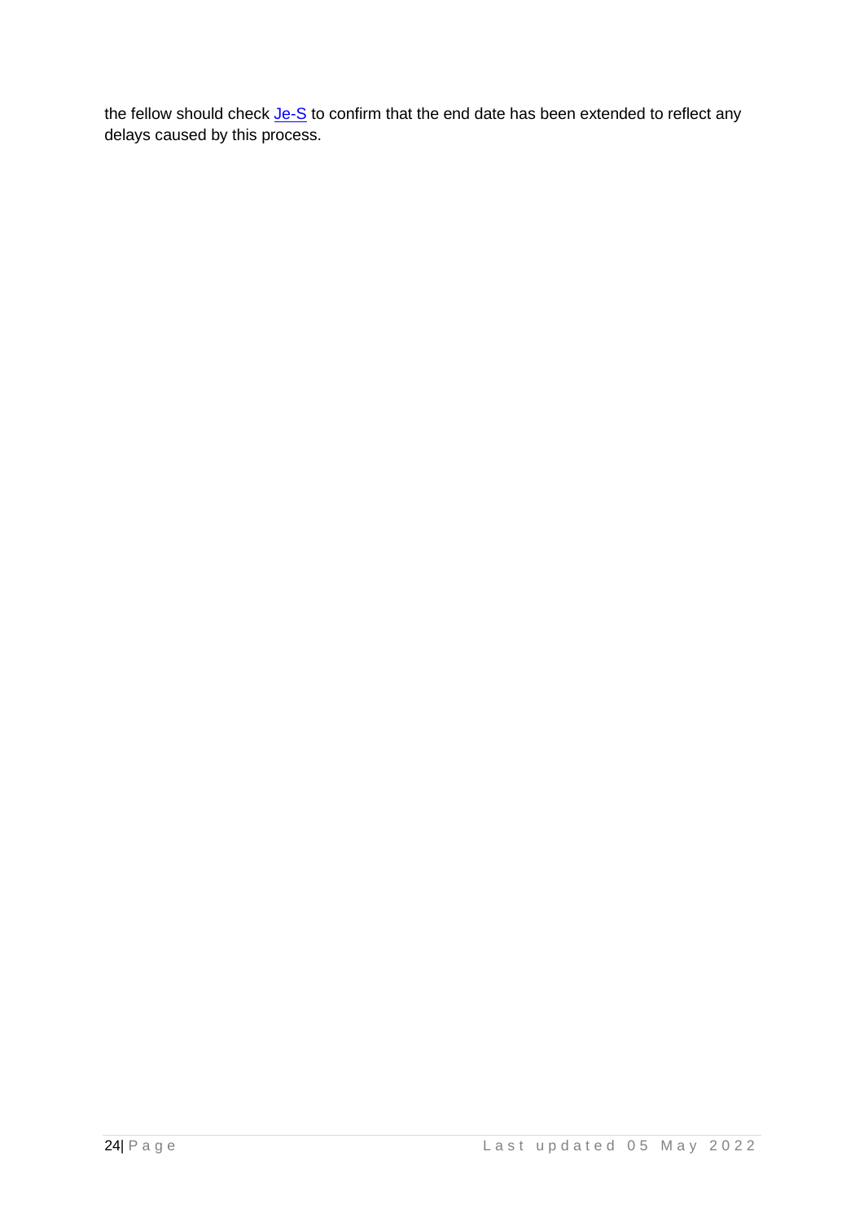the fellow should check [Je-S] to confirm that the end date has been extended to reflect any delays caused by this process.